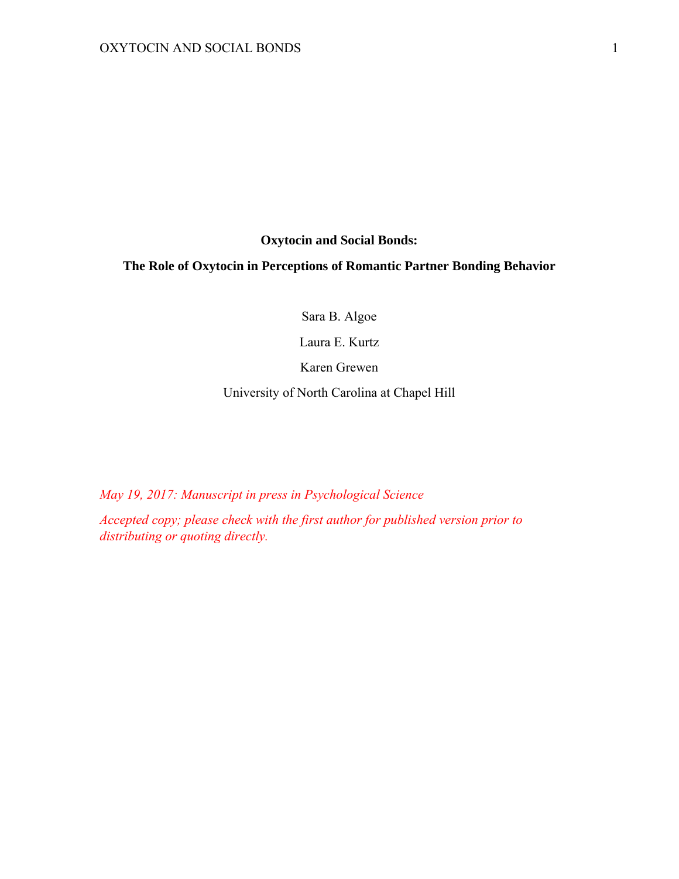**Oxytocin and Social Bonds:**

**The Role of Oxytocin in Perceptions of Romantic Partner Bonding Behavior**

Sara B. Algoe

Laura E. Kurtz

Karen Grewen

University of North Carolina at Chapel Hill

*May 19, 2017: Manuscript in press in Psychological Science*

*Accepted copy; please check with the first author for published version prior to distributing or quoting directly.*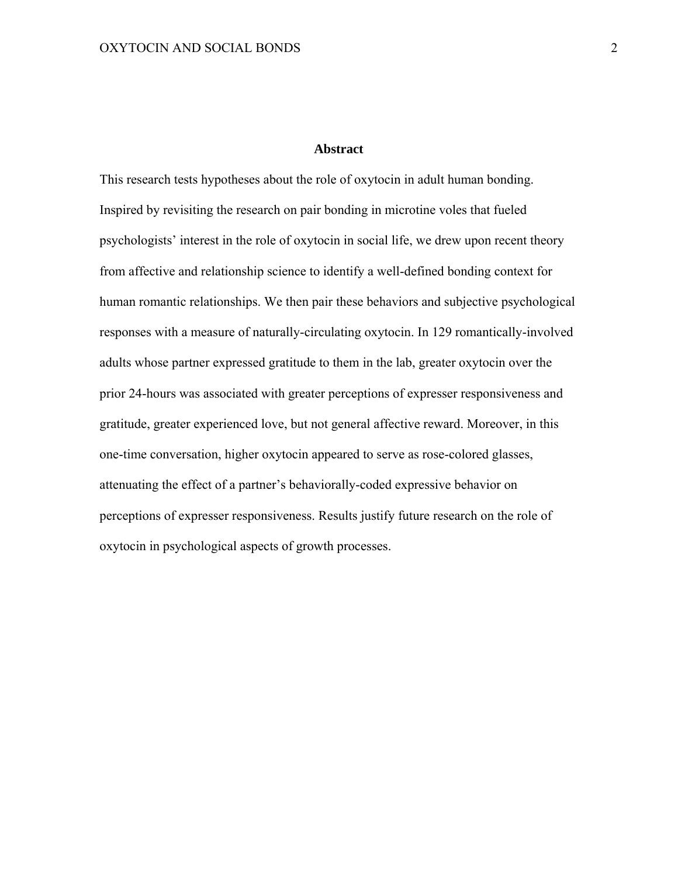## Abstract

This research tests hypotheses about the role of oxytocin in adult human bonding. Inspired by revisiting the research on pair bonding in microtine voles that fueled psychologists' interest in the role of oxytocin in social life, we drew upon recent theory from affective and relationship science to identify a well-defined bonding context for human romantic relationships. We then pair these behaviors and subjective psychological responses with a measure of naturally-circulating oxytocin. In 129 romantically-involved adults whose partner expressed gratitude to them in the lab, greater oxytocin over the prior 24-hours was associated with greater perceptions of expresser responsiveness and gratitude, greater experienced love, but not general affective reward. Moreover, in this one-time conversation, higher oxytocin appeared to serve as rose-colored glasses, attenuating the effect of a partner's behaviorally-coded expressive behavior on perceptions of expresser responsiveness. Results justify future research on the role of oxytocin in psychological aspects of growth processes.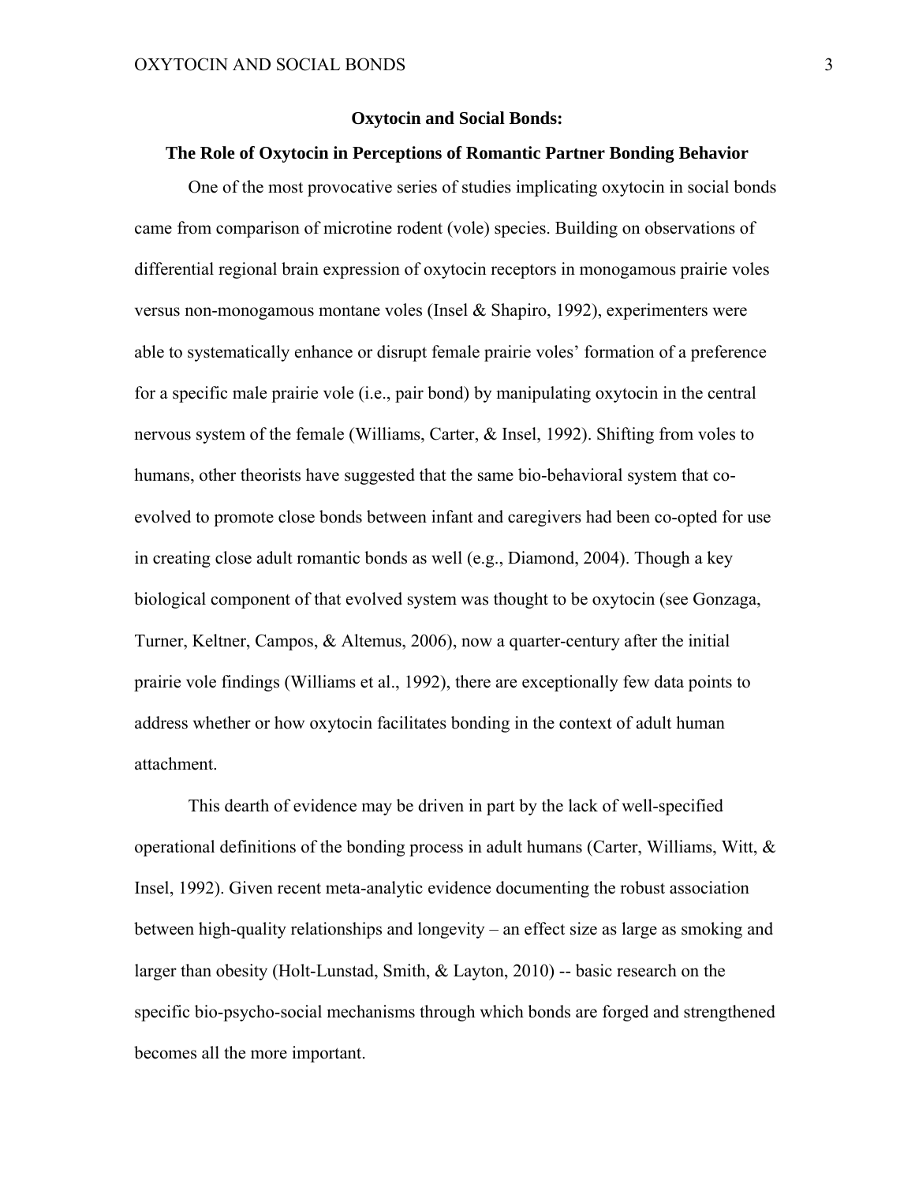**Oxytocin and Social Bonds:**

**The Role of Oxytocin in Perceptions of Romantic Partner Bonding Behavior**

One of the most provocative series of studies implicating oxytocin in social bonds came from comparison of microtine rodent (vole) species. Building on observations of differential regional brain expression of oxytocin receptors in monogamous prairie voles versus non-monogamous montane voles (Insel & Shapiro, 1992), experimenters were able to systematically enhance or disrupt female prairie voles' formation of a preference for a specific male prairie vole (i.e., pair bond) by manipulating oxytocin in the central nervous system of the female (Williams, Carter, & Insel, 1992). Shifting from voles to humans, other theorists have suggested that the same bio-behavioral system that co-evolved to promote close bonds between infant and caregivers had been co-opted for use in creating close adult romantic bonds as well (e.g., Diamond, 2004). Though a key biological component of that evolved system was thought to be oxytocin (see Gonzaga, Turner, Keltner, Campos, & Altemus, 2006), now a quarter-century after the initial prairie vole findings (Williams et al., 1992), there are exceptionally few data points to address whether or how oxytocin facilitates bonding in the context of adult human attachment.

This dearth of evidence may be driven in part by the lack of well-specified operational definitions of the bonding process in adult humans (Carter, Williams, Witt, & Insel, 1992). Given recent meta-analytic evidence documenting the robust association between high-quality relationships and longevity – an effect size as large as smoking and larger than obesity (Holt-Lunstad, Smith, & Layton, 2010) -- basic research on the specific bio-psycho-social mechanisms through which bonds are forged and strengthened becomes all the more important.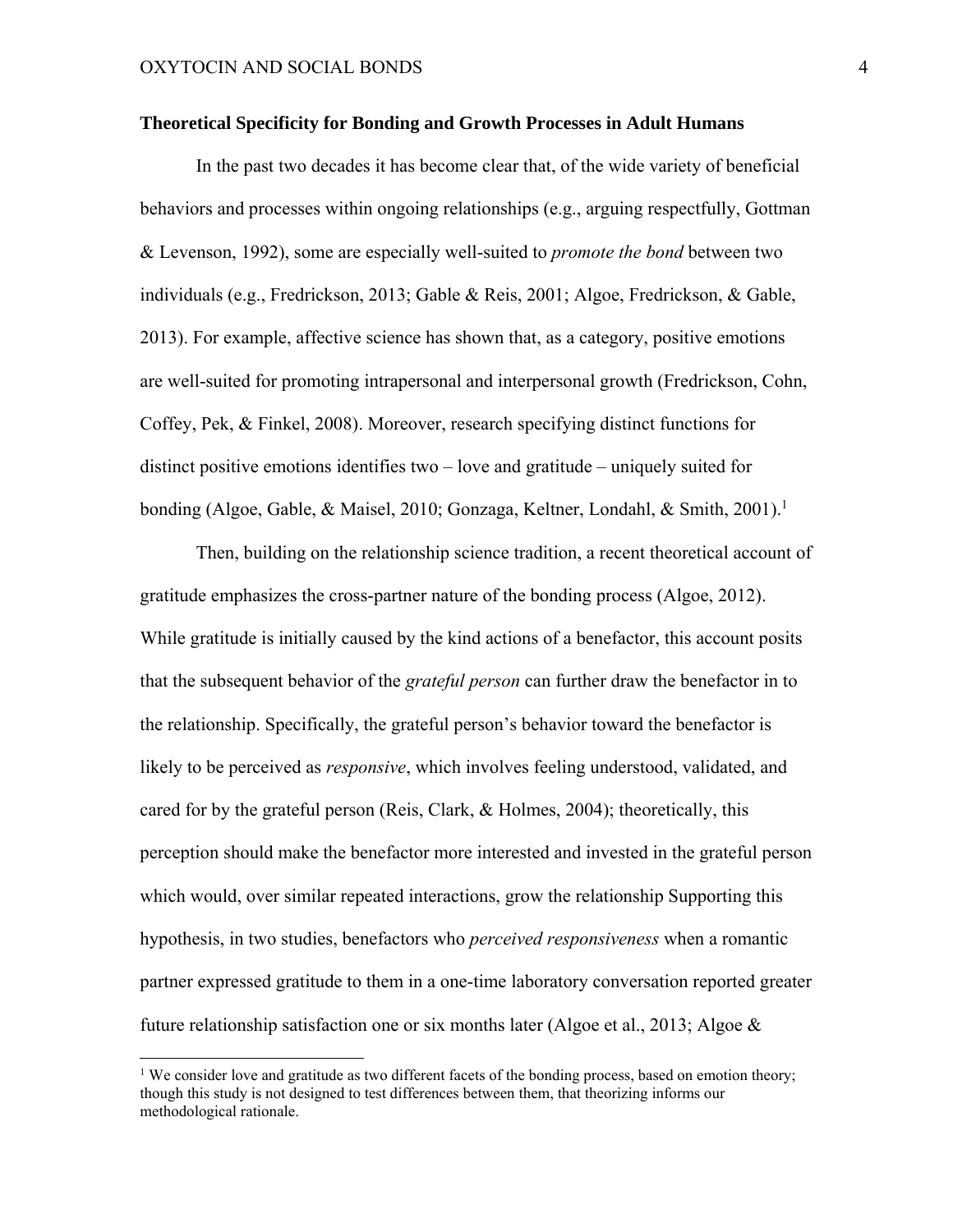**Theoretical Specificity for Bonding and Growth Processes in Adult Humans**

In the past two decades it has become clear that, of the wide variety of beneficial behaviors and processes within ongoing relationships (e.g., arguing respectfully, Gottman & Levenson, 1992), some are especially well-suited to *promote the bond* between two individuals (e.g., Fredrickson, 2013; Gable & Reis, 2001; Algoe, Fredrickson, & Gable, 2013). For example, affective science has shown that, as a category, positive emotions are well-suited for promoting intrapersonal and interpersonal growth (Fredrickson, Cohn, Coffey, Pek, & Finkel, 2008). Moreover, research specifying distinct functions for distinct positive emotions identifies two – love and gratitude – uniquely suited for bonding (Algoe, Gable, & Maisel, 2010; Gonzaga, Keltner, Londahl, & Smith, 2001).[1]

Then, building on the relationship science tradition, a recent theoretical account of gratitude emphasizes the cross-partner nature of the bonding process (Algoe, 2012). While gratitude is initially caused by the kind actions of a benefactor, this account posits that the subsequent behavior of the *grateful person* can further draw the benefactor in to the relationship. Specifically, the grateful person's behavior toward the benefactor is likely to be perceived as *responsive*, which involves feeling understood, validated, and cared for by the grateful person (Reis, Clark, & Holmes, 2004); theoretically, this perception should make the benefactor more interested and invested in the grateful person which would, over similar repeated interactions, grow the relationship Supporting this hypothesis, in two studies, benefactors who *perceived responsiveness* when a romantic partner expressed gratitude to them in a one-time laboratory conversation reported greater future relationship satisfaction one or six months later (Algoe et al., 2013; Algoe &

[1] We consider love and gratitude as two different facets of the bonding process, based on emotion theory; though this study is not designed to test differences between them, that theorizing informs our methodological rationale.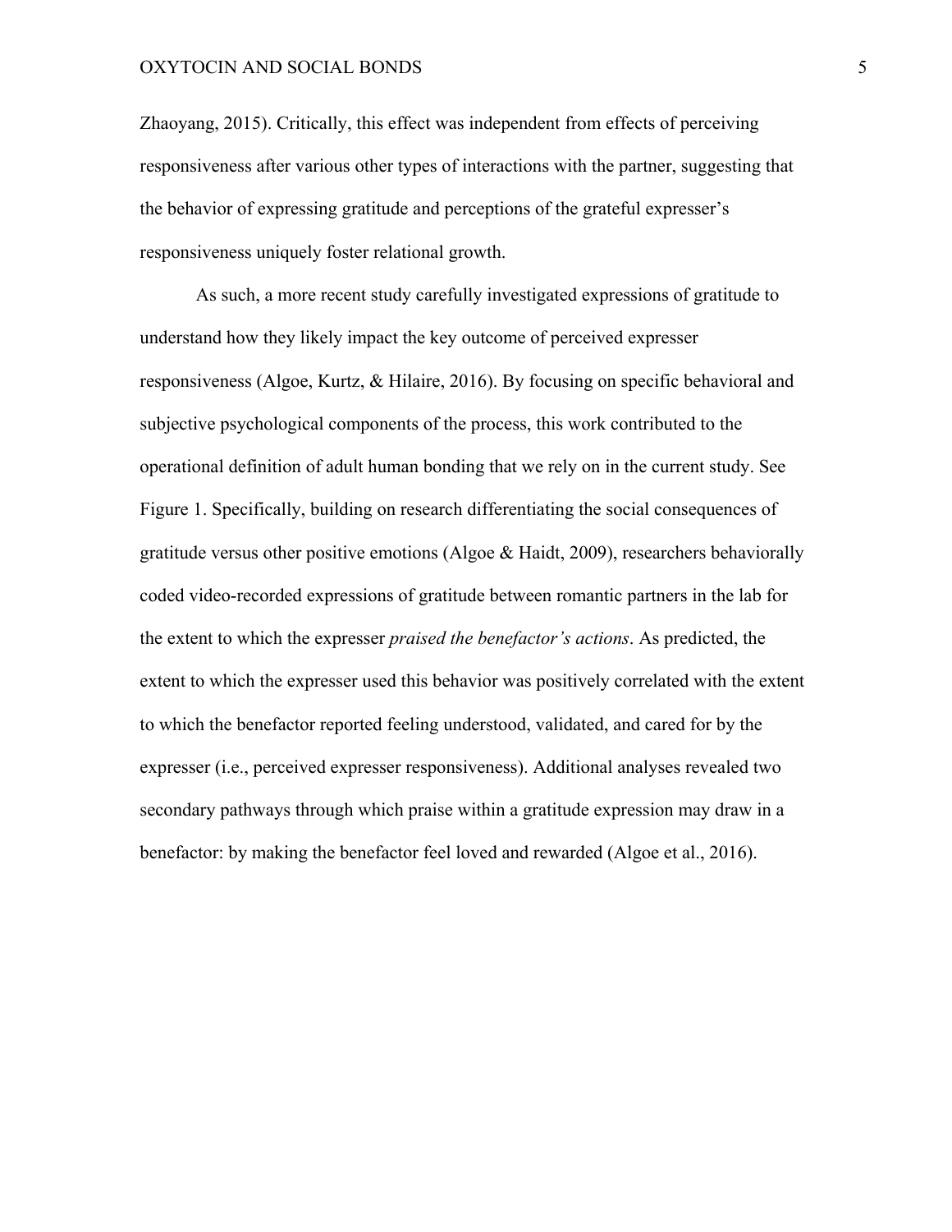Zhaoyang, 2015). Critically, this effect was independent from effects of perceiving responsiveness after various other types of interactions with the partner, suggesting that the behavior of expressing gratitude and perceptions of the grateful expresser's responsiveness uniquely foster relational growth.

As such, a more recent study carefully investigated expressions of gratitude to understand how they likely impact the key outcome of perceived expresser responsiveness (Algoe, Kurtz, & Hilaire, 2016). By focusing on specific behavioral and subjective psychological components of the process, this work contributed to the operational definition of adult human bonding that we rely on in the current study. See Figure 1. Specifically, building on research differentiating the social consequences of gratitude versus other positive emotions (Algoe & Haidt, 2009), researchers behaviorally coded video-recorded expressions of gratitude between romantic partners in the lab for the extent to which the expresser *praised the benefactor's actions*. As predicted, the extent to which the expresser used this behavior was positively correlated with the extent to which the benefactor reported feeling understood, validated, and cared for by the expresser (i.e., perceived expresser responsiveness). Additional analyses revealed two secondary pathways through which praise within a gratitude expression may draw in a benefactor: by making the benefactor feel loved and rewarded (Algoe et al., 2016).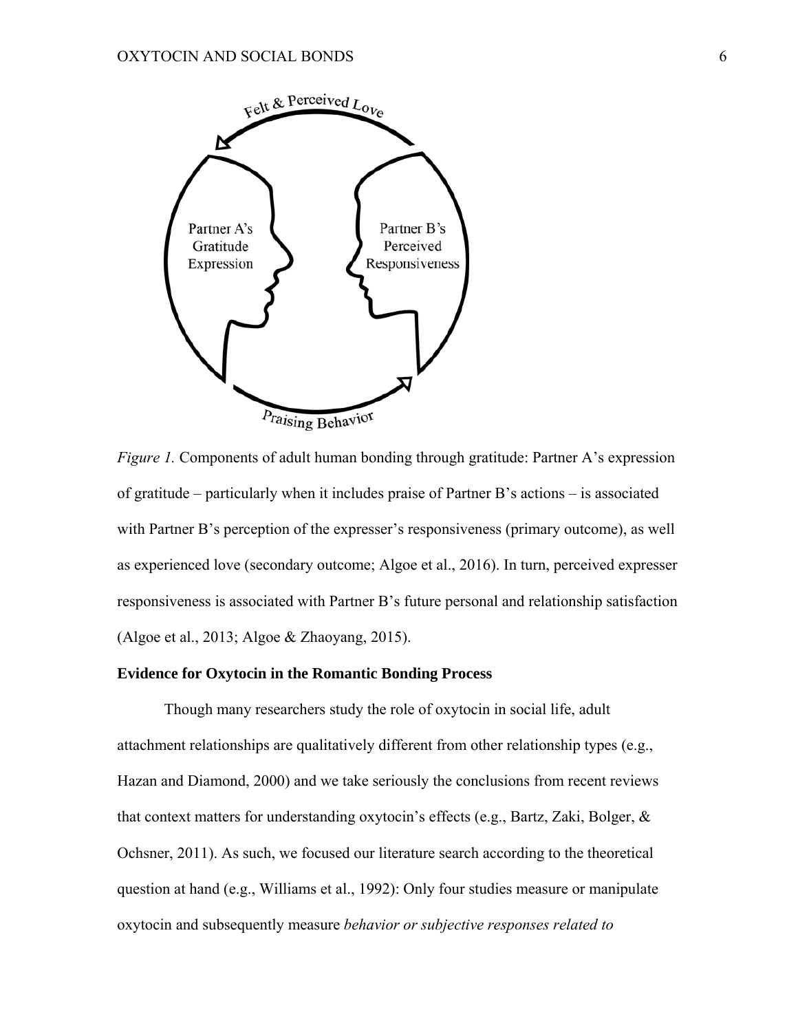Felt & Perceived Love

Partner A's Gratitude Expression

Partner B's Perceived Responsiveness

Praising Behavior

*Figure 1.* Components of adult human bonding through gratitude: Partner A's expression of gratitude – particularly when it includes praise of Partner B's actions – is associated with Partner B's perception of the expresser's responsiveness (primary outcome), as well as experienced love (secondary outcome; Algoe et al., 2016). In turn, perceived expresser responsiveness is associated with Partner B's future personal and relationship satisfaction (Algoe et al., 2013; Algoe & Zhaoyang, 2015).

**Evidence for Oxytocin in the Romantic Bonding Process**

Though many researchers study the role of oxytocin in social life, adult attachment relationships are qualitatively different from other relationship types (e.g., Hazan and Diamond, 2000) and we take seriously the conclusions from recent reviews that context matters for understanding oxytocin's effects (e.g., Bartz, Zaki, Bolger, & Ochsner, 2011). As such, we focused our literature search according to the theoretical question at hand (e.g., Williams et al., 1992): Only four studies measure or manipulate oxytocin and subsequently measure *behavior or subjective responses related to*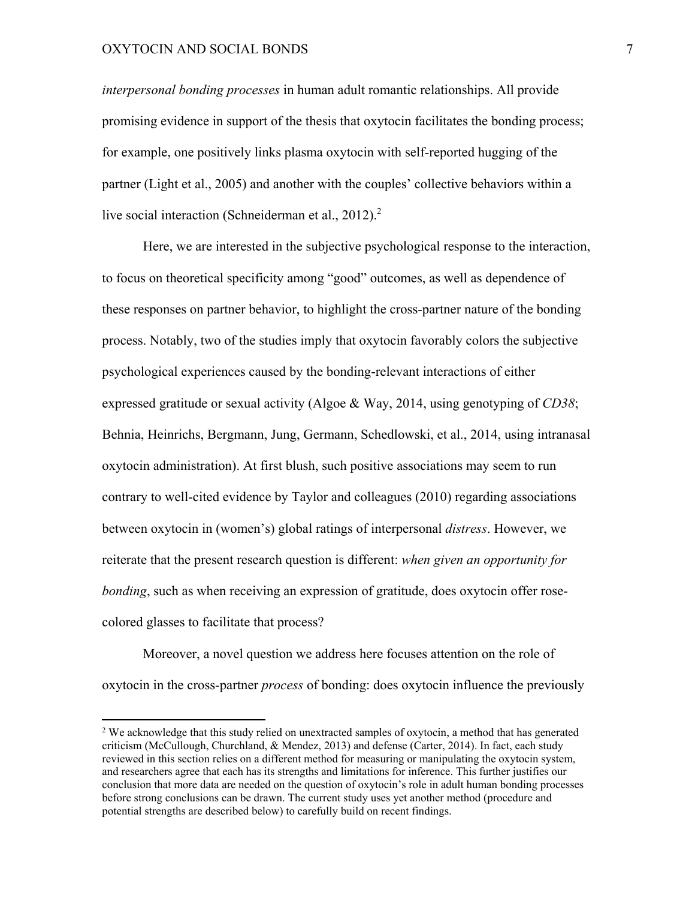*interpersonal bonding processes* in human adult romantic relationships. All provide promising evidence in support of the thesis that oxytocin facilitates the bonding process; for example, one positively links plasma oxytocin with self-reported hugging of the partner (Light et al., 2005) and another with the couples' collective behaviors within a live social interaction (Schneiderman et al., 2012).[2]

Here, we are interested in the subjective psychological response to the interaction, to focus on theoretical specificity among "good" outcomes, as well as dependence of these responses on partner behavior, to highlight the cross-partner nature of the bonding process. Notably, two of the studies imply that oxytocin favorably colors the subjective psychological experiences caused by the bonding-relevant interactions of either expressed gratitude or sexual activity (Algoe & Way, 2014, using genotyping of *CD38*; Behnia, Heinrichs, Bergmann, Jung, Germann, Schedlowski, et al., 2014, using intranasal oxytocin administration). At first blush, such positive associations may seem to run contrary to well-cited evidence by Taylor and colleagues (2010) regarding associations between oxytocin in (women's) global ratings of interpersonal *distress*. However, we reiterate that the present research question is different: *when given an opportunity for bonding*, such as when receiving an expression of gratitude, does oxytocin offer rose-colored glasses to facilitate that process?

Moreover, a novel question we address here focuses attention on the role of oxytocin in the cross-partner *process* of bonding: does oxytocin influence the previously

[2] We acknowledge that this study relied on unextracted samples of oxytocin, a method that has generated criticism (McCullough, Churchland, & Mendez, 2013) and defense (Carter, 2014). In fact, each study reviewed in this section relies on a different method for measuring or manipulating the oxytocin system, and researchers agree that each has its strengths and limitations for inference. This further justifies our conclusion that more data are needed on the question of oxytocin's role in adult human bonding processes before strong conclusions can be drawn. The current study uses yet another method (procedure and potential strengths are described below) to carefully build on recent findings.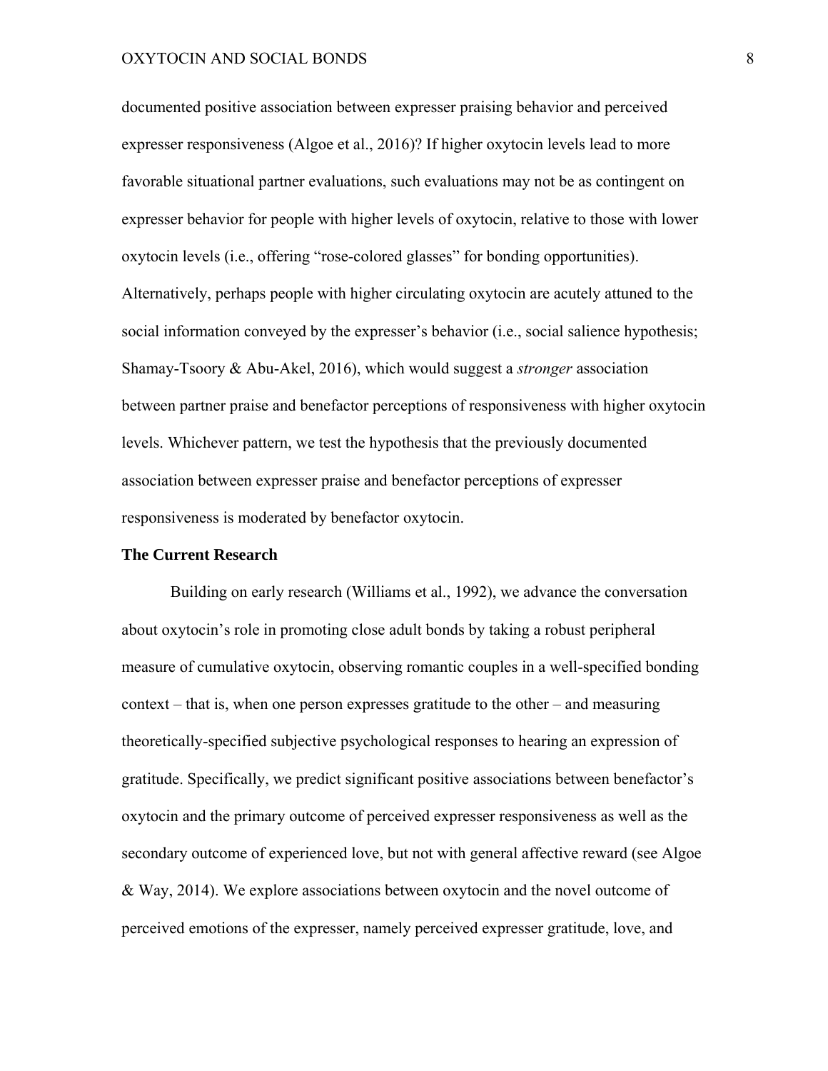documented positive association between expresser praising behavior and perceived expresser responsiveness (Algoe et al., 2016)? If higher oxytocin levels lead to more favorable situational partner evaluations, such evaluations may not be as contingent on expresser behavior for people with higher levels of oxytocin, relative to those with lower oxytocin levels (i.e., offering "rose-colored glasses" for bonding opportunities). Alternatively, perhaps people with higher circulating oxytocin are acutely attuned to the social information conveyed by the expresser's behavior (i.e., social salience hypothesis; Shamay-Tsoory & Abu-Akel, 2016), which would suggest a *stronger* association between partner praise and benefactor perceptions of responsiveness with higher oxytocin levels. Whichever pattern, we test the hypothesis that the previously documented association between expresser praise and benefactor perceptions of expresser responsiveness is moderated by benefactor oxytocin.

### The Current Research

Building on early research (Williams et al., 1992), we advance the conversation about oxytocin's role in promoting close adult bonds by taking a robust peripheral measure of cumulative oxytocin, observing romantic couples in a well-specified bonding context – that is, when one person expresses gratitude to the other – and measuring theoretically-specified subjective psychological responses to hearing an expression of gratitude. Specifically, we predict significant positive associations between benefactor's oxytocin and the primary outcome of perceived expresser responsiveness as well as the secondary outcome of experienced love, but not with general affective reward (see Algoe & Way, 2014). We explore associations between oxytocin and the novel outcome of perceived emotions of the expresser, namely perceived expresser gratitude, love, and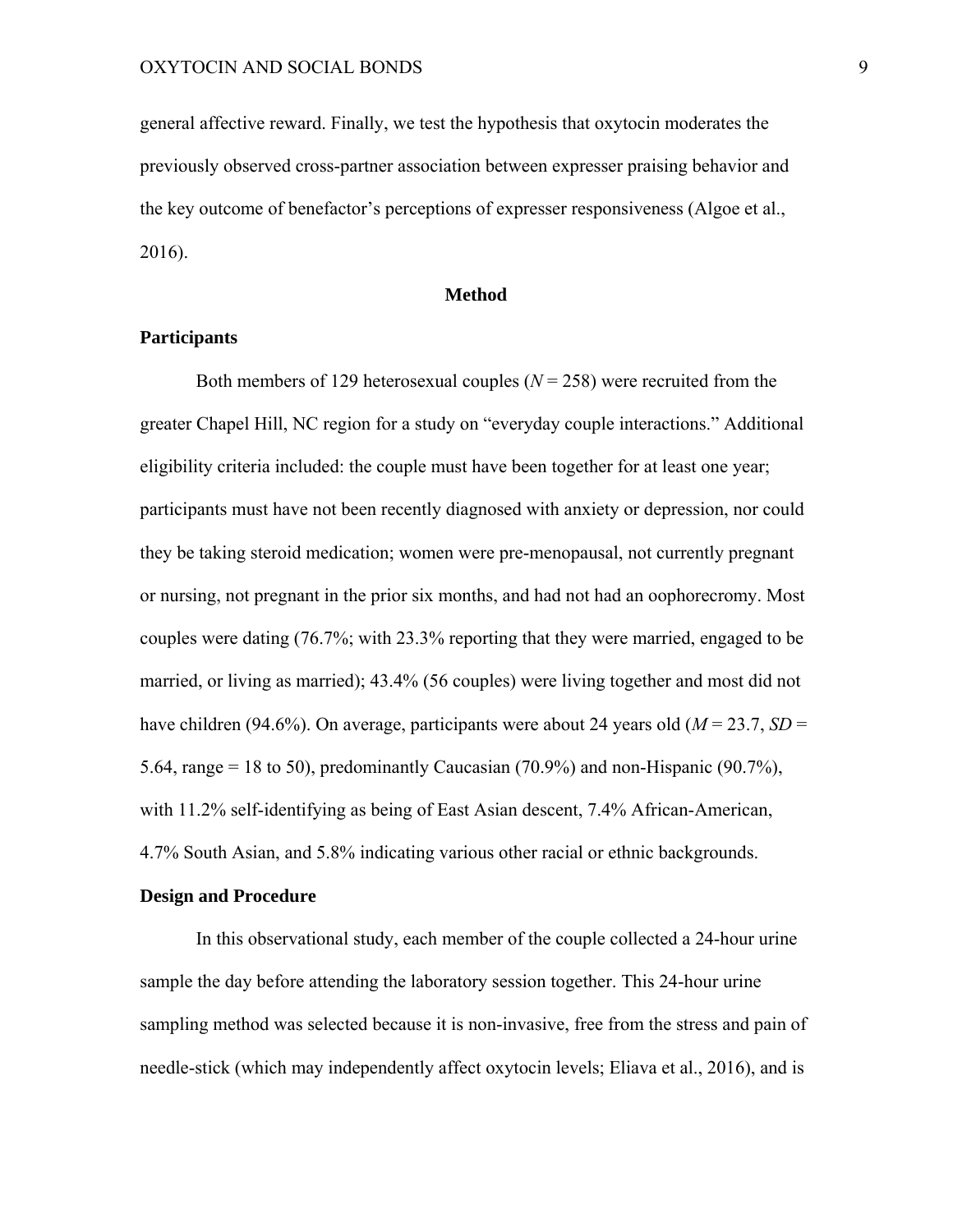general affective reward. Finally, we test the hypothesis that oxytocin moderates the previously observed cross-partner association between expresser praising behavior and the key outcome of benefactor's perceptions of expresser responsiveness (Algoe et al., 2016).

# Method

## Participants

Both members of 129 heterosexual couples (*N* = 258) were recruited from the greater Chapel Hill, NC region for a study on "everyday couple interactions." Additional eligibility criteria included: the couple must have been together for at least one year; participants must have not been recently diagnosed with anxiety or depression, nor could they be taking steroid medication; women were pre-menopausal, not currently pregnant or nursing, not pregnant in the prior six months, and had not had an oophorecromy. Most couples were dating (76.7%; with 23.3% reporting that they were married, engaged to be married, or living as married); 43.4% (56 couples) were living together and most did not have children (94.6%). On average, participants were about 24 years old (*M* = 23.7, *SD* = 5.64, range = 18 to 50), predominantly Caucasian (70.9%) and non-Hispanic (90.7%), with 11.2% self-identifying as being of East Asian descent, 7.4% African-American, 4.7% South Asian, and 5.8% indicating various other racial or ethnic backgrounds.

## Design and Procedure

In this observational study, each member of the couple collected a 24-hour urine sample the day before attending the laboratory session together. This 24-hour urine sampling method was selected because it is non-invasive, free from the stress and pain of needle-stick (which may independently affect oxytocin levels; Eliava et al., 2016), and is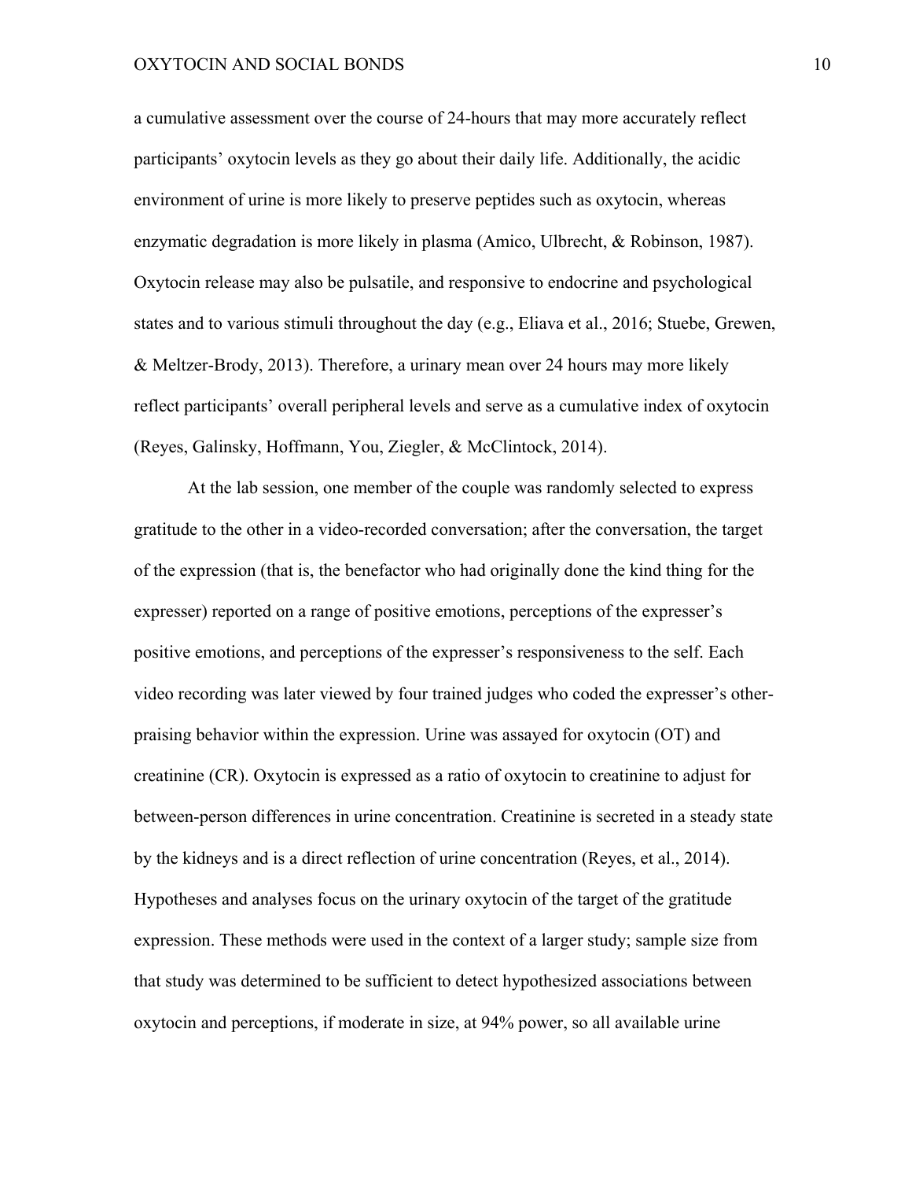a cumulative assessment over the course of 24-hours that may more accurately reflect participants' oxytocin levels as they go about their daily life. Additionally, the acidic environment of urine is more likely to preserve peptides such as oxytocin, whereas enzymatic degradation is more likely in plasma (Amico, Ulbrecht, & Robinson, 1987). Oxytocin release may also be pulsatile, and responsive to endocrine and psychological states and to various stimuli throughout the day (e.g., Eliava et al., 2016; Stuebe, Grewen, & Meltzer-Brody, 2013). Therefore, a urinary mean over 24 hours may more likely reflect participants' overall peripheral levels and serve as a cumulative index of oxytocin (Reyes, Galinsky, Hoffmann, You, Ziegler, & McClintock, 2014).

At the lab session, one member of the couple was randomly selected to express gratitude to the other in a video-recorded conversation; after the conversation, the target of the expression (that is, the benefactor who had originally done the kind thing for the expresser) reported on a range of positive emotions, perceptions of the expresser's positive emotions, and perceptions of the expresser's responsiveness to the self. Each video recording was later viewed by four trained judges who coded the expresser's other-praising behavior within the expression. Urine was assayed for oxytocin (OT) and creatinine (CR). Oxytocin is expressed as a ratio of oxytocin to creatinine to adjust for between-person differences in urine concentration. Creatinine is secreted in a steady state by the kidneys and is a direct reflection of urine concentration (Reyes, et al., 2014). Hypotheses and analyses focus on the urinary oxytocin of the target of the gratitude expression. These methods were used in the context of a larger study; sample size from that study was determined to be sufficient to detect hypothesized associations between oxytocin and perceptions, if moderate in size, at 94% power, so all available urine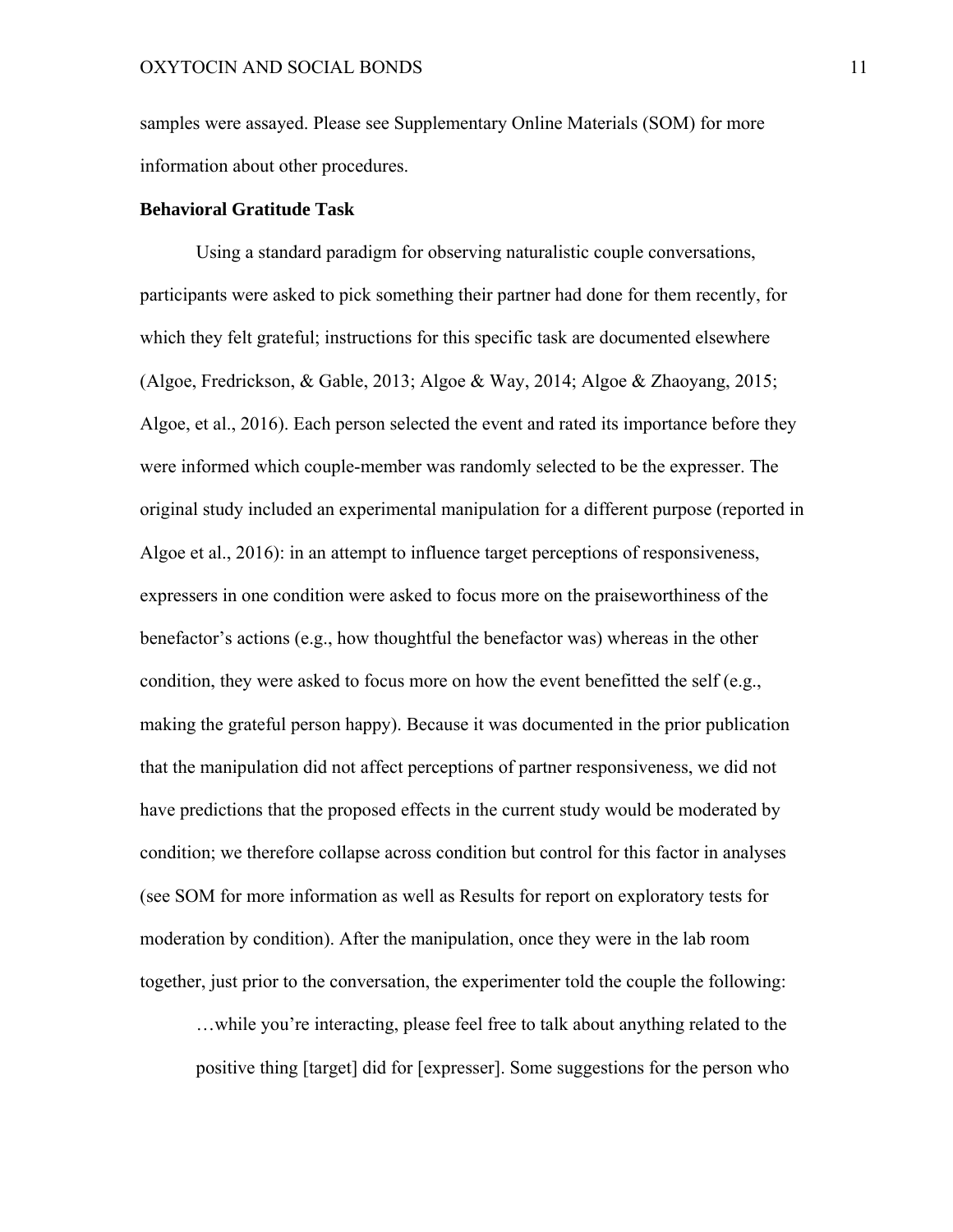samples were assayed. Please see Supplementary Online Materials (SOM) for more information about other procedures.

**Behavioral Gratitude Task**

Using a standard paradigm for observing naturalistic couple conversations, participants were asked to pick something their partner had done for them recently, for which they felt grateful; instructions for this specific task are documented elsewhere (Algoe, Fredrickson, & Gable, 2013; Algoe & Way, 2014; Algoe & Zhaoyang, 2015; Algoe, et al., 2016). Each person selected the event and rated its importance before they were informed which couple-member was randomly selected to be the expresser. The original study included an experimental manipulation for a different purpose (reported in Algoe et al., 2016): in an attempt to influence target perceptions of responsiveness, expressers in one condition were asked to focus more on the praiseworthiness of the benefactor's actions (e.g., how thoughtful the benefactor was) whereas in the other condition, they were asked to focus more on how the event benefitted the self (e.g., making the grateful person happy). Because it was documented in the prior publication that the manipulation did not affect perceptions of partner responsiveness, we did not have predictions that the proposed effects in the current study would be moderated by condition; we therefore collapse across condition but control for this factor in analyses (see SOM for more information as well as Results for report on exploratory tests for moderation by condition). After the manipulation, once they were in the lab room together, just prior to the conversation, the experimenter told the couple the following:

> …while you're interacting, please feel free to talk about anything related to the positive thing [target] did for [expresser]. Some suggestions for the person who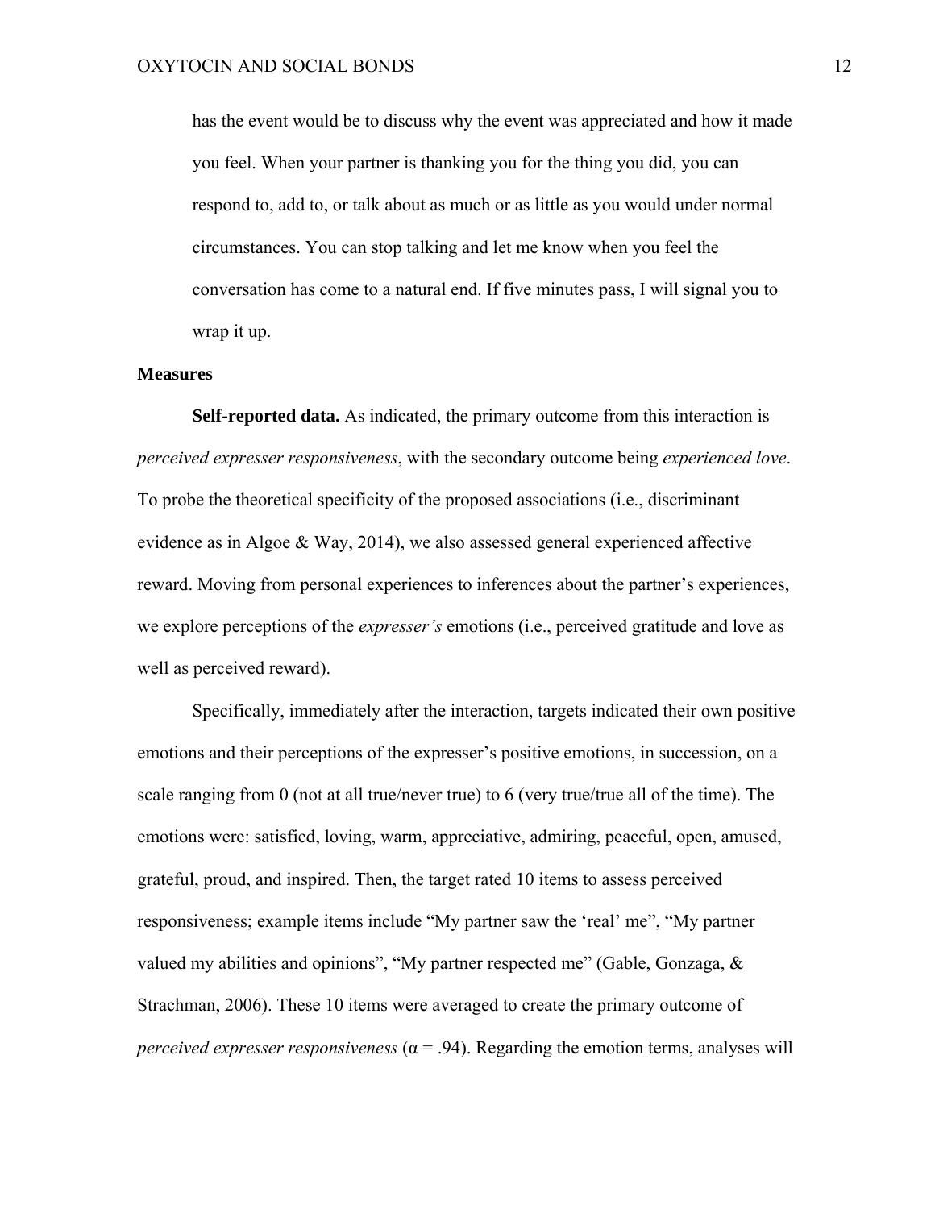has the event would be to discuss why the event was appreciated and how it made you feel. When your partner is thanking you for the thing you did, you can respond to, add to, or talk about as much or as little as you would under normal circumstances. You can stop talking and let me know when you feel the conversation has come to a natural end. If five minutes pass, I will signal you to wrap it up.

## Measures

**Self-reported data.** As indicated, the primary outcome from this interaction is *perceived expresser responsiveness*, with the secondary outcome being *experienced love*. To probe the theoretical specificity of the proposed associations (i.e., discriminant evidence as in Algoe & Way, 2014), we also assessed general experienced affective reward. Moving from personal experiences to inferences about the partner's experiences, we explore perceptions of the *expresser's* emotions (i.e., perceived gratitude and love as well as perceived reward).

Specifically, immediately after the interaction, targets indicated their own positive emotions and their perceptions of the expresser's positive emotions, in succession, on a scale ranging from 0 (not at all true/never true) to 6 (very true/true all of the time). The emotions were: satisfied, loving, warm, appreciative, admiring, peaceful, open, amused, grateful, proud, and inspired. Then, the target rated 10 items to assess perceived responsiveness; example items include "My partner saw the 'real' me", "My partner valued my abilities and opinions", "My partner respected me" (Gable, Gonzaga, & Strachman, 2006). These 10 items were averaged to create the primary outcome of *perceived expresser responsiveness* ($\alpha = .94$). Regarding the emotion terms, analyses will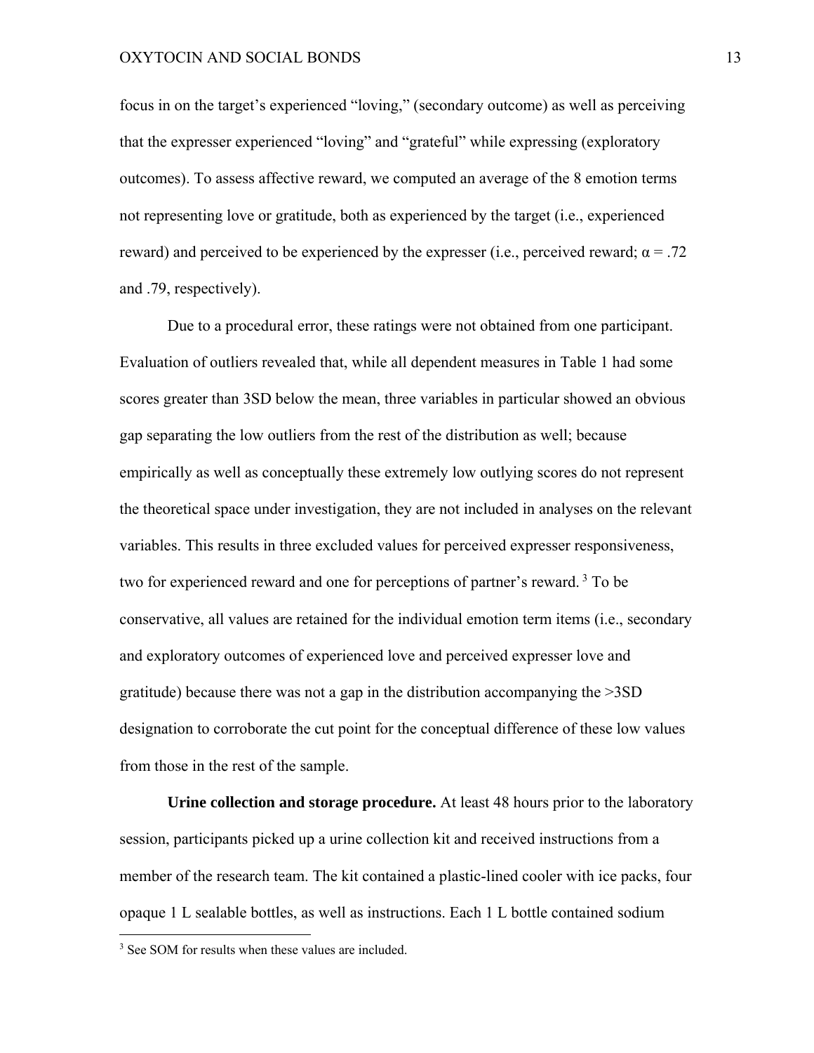focus in on the target's experienced "loving," (secondary outcome) as well as perceiving that the expresser experienced "loving" and "grateful" while expressing (exploratory outcomes). To assess affective reward, we computed an average of the 8 emotion terms not representing love or gratitude, both as experienced by the target (i.e., experienced reward) and perceived to be experienced by the expresser (i.e., perceived reward; $\alpha = .72$ and .79, respectively).

Due to a procedural error, these ratings were not obtained from one participant. Evaluation of outliers revealed that, while all dependent measures in Table 1 had some scores greater than 3SD below the mean, three variables in particular showed an obvious gap separating the low outliers from the rest of the distribution as well; because empirically as well as conceptually these extremely low outlying scores do not represent the theoretical space under investigation, they are not included in analyses on the relevant variables. This results in three excluded values for perceived expresser responsiveness, two for experienced reward and one for perceptions of partner's reward. [3] To be conservative, all values are retained for the individual emotion term items (i.e., secondary and exploratory outcomes of experienced love and perceived expresser love and gratitude) because there was not a gap in the distribution accompanying the >3SD designation to corroborate the cut point for the conceptual difference of these low values from those in the rest of the sample.

**Urine collection and storage procedure.** At least 48 hours prior to the laboratory session, participants picked up a urine collection kit and received instructions from a member of the research team. The kit contained a plastic-lined cooler with ice packs, four opaque 1 L sealable bottles, as well as instructions. Each 1 L bottle contained sodium

[3] See SOM for results when these values are included.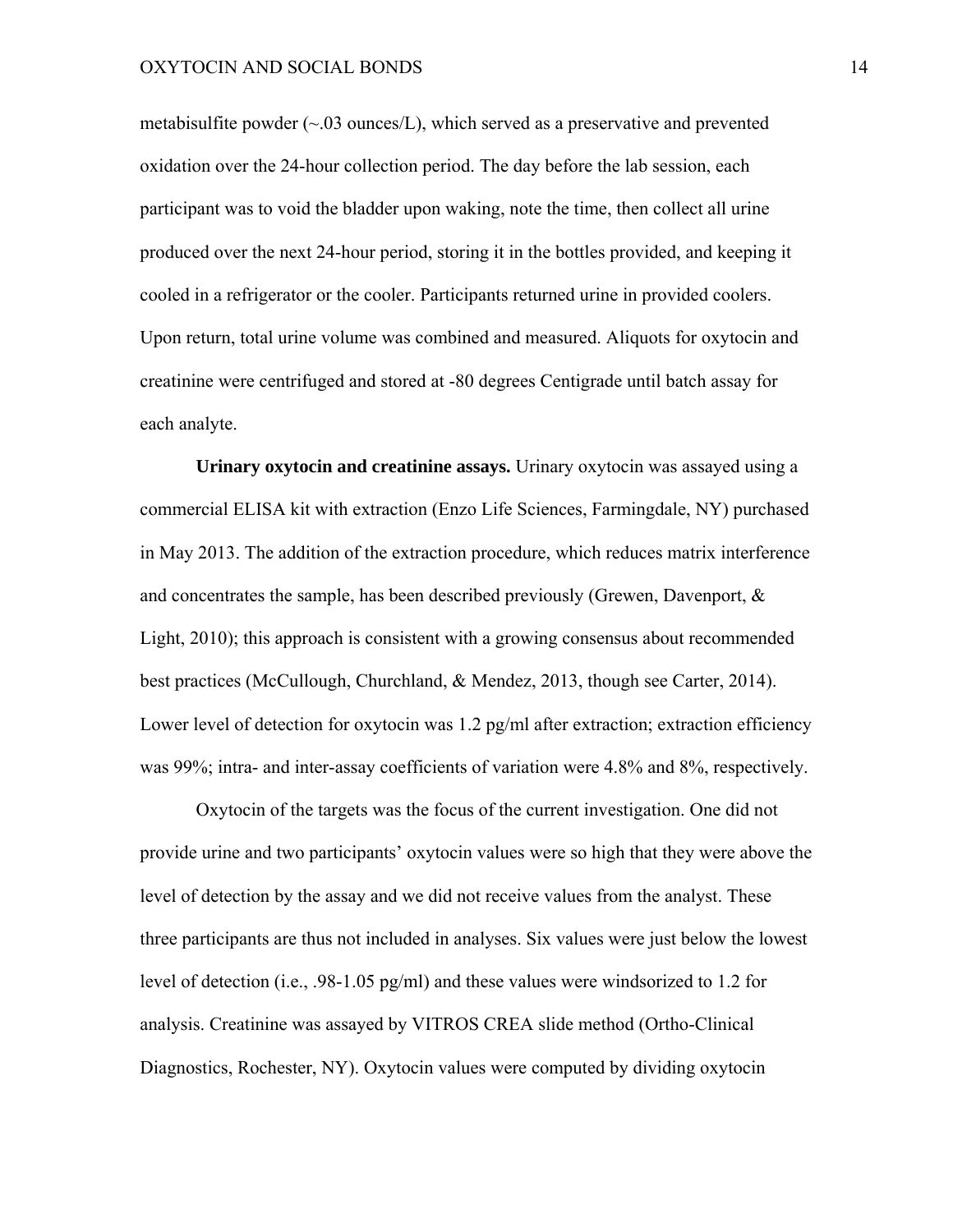metabisulfite powder (~.03 ounces/L), which served as a preservative and prevented oxidation over the 24-hour collection period. The day before the lab session, each participant was to void the bladder upon waking, note the time, then collect all urine produced over the next 24-hour period, storing it in the bottles provided, and keeping it cooled in a refrigerator or the cooler. Participants returned urine in provided coolers. Upon return, total urine volume was combined and measured. Aliquots for oxytocin and creatinine were centrifuged and stored at -80 degrees Centigrade until batch assay for each analyte.

**Urinary oxytocin and creatinine assays.** Urinary oxytocin was assayed using a commercial ELISA kit with extraction (Enzo Life Sciences, Farmingdale, NY) purchased in May 2013. The addition of the extraction procedure, which reduces matrix interference and concentrates the sample, has been described previously (Grewen, Davenport, & Light, 2010); this approach is consistent with a growing consensus about recommended best practices (McCullough, Churchland, & Mendez, 2013, though see Carter, 2014). Lower level of detection for oxytocin was 1.2 pg/ml after extraction; extraction efficiency was 99%; intra- and inter-assay coefficients of variation were 4.8% and 8%, respectively.

Oxytocin of the targets was the focus of the current investigation. One did not provide urine and two participants' oxytocin values were so high that they were above the level of detection by the assay and we did not receive values from the analyst. These three participants are thus not included in analyses. Six values were just below the lowest level of detection (i.e., .98-1.05 pg/ml) and these values were windsorized to 1.2 for analysis. Creatinine was assayed by VITROS CREA slide method (Ortho-Clinical Diagnostics, Rochester, NY). Oxytocin values were computed by dividing oxytocin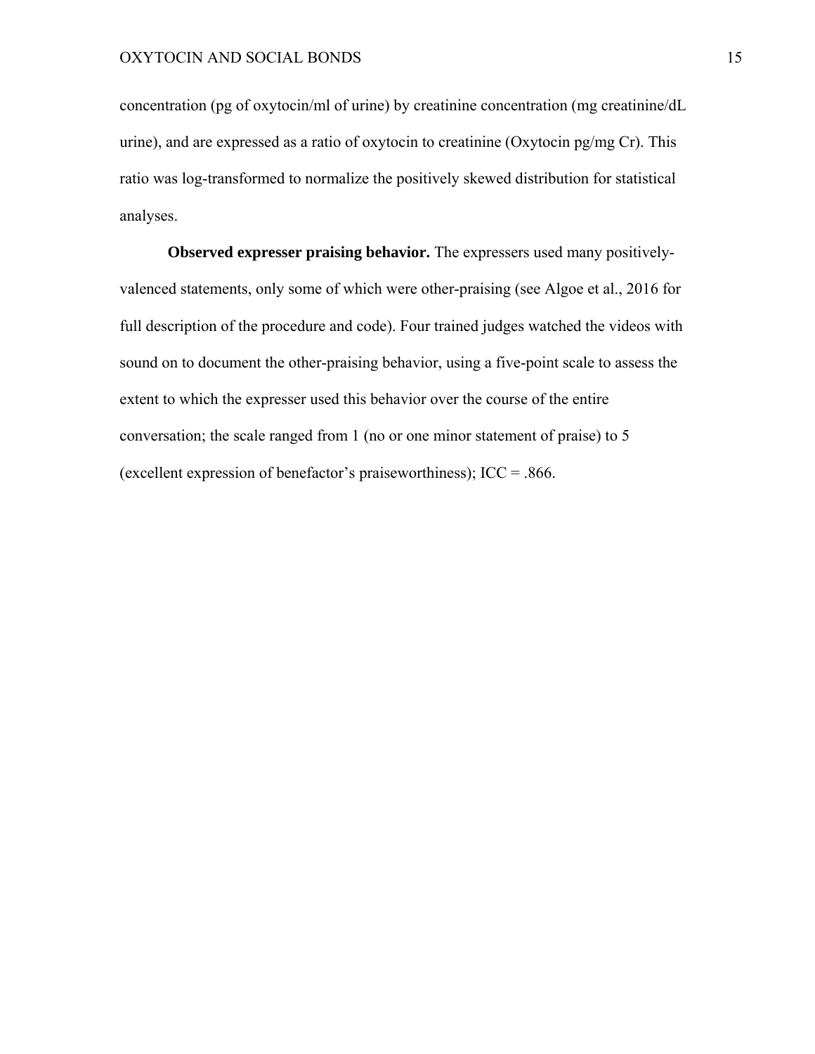concentration (pg of oxytocin/ml of urine) by creatinine concentration (mg creatinine/dL urine), and are expressed as a ratio of oxytocin to creatinine (Oxytocin pg/mg Cr). This ratio was log-transformed to normalize the positively skewed distribution for statistical analyses.

**Observed expresser praising behavior.** The expressers used many positively-valenced statements, only some of which were other-praising (see Algoe et al., 2016 for full description of the procedure and code). Four trained judges watched the videos with sound on to document the other-praising behavior, using a five-point scale to assess the extent to which the expresser used this behavior over the course of the entire conversation; the scale ranged from 1 (no or one minor statement of praise) to 5 (excellent expression of benefactor's praiseworthiness); ICC = .866.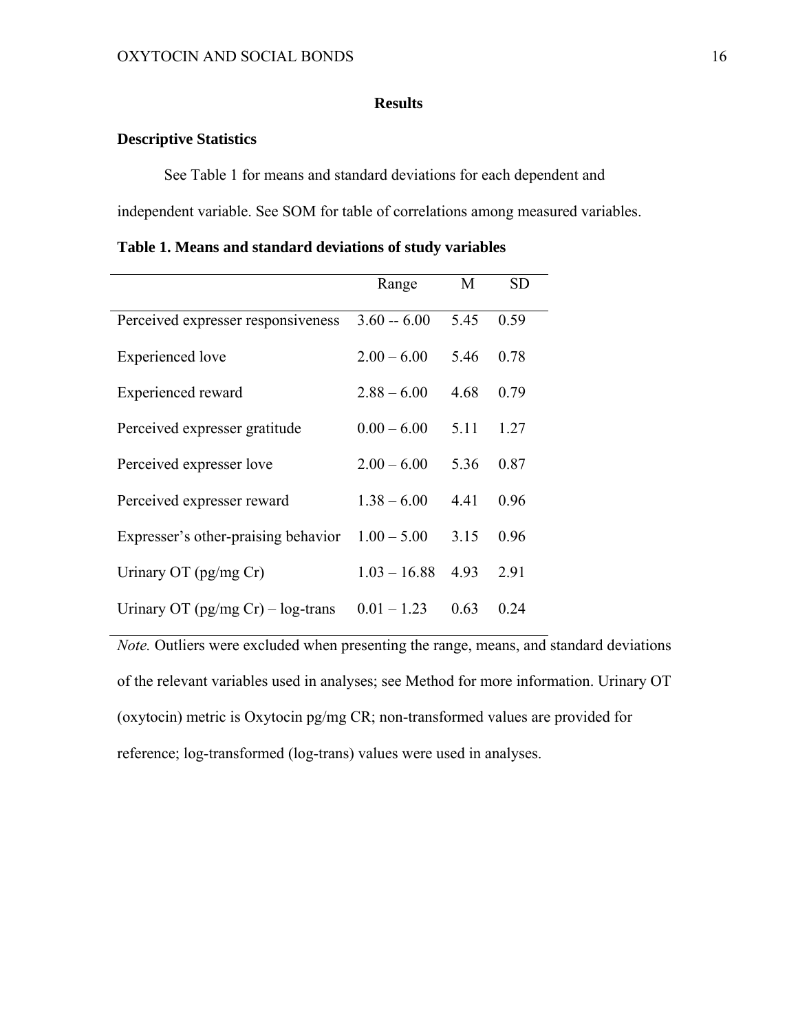# Results

## Descriptive Statistics

See Table 1 for means and standard deviations for each dependent and independent variable. See SOM for table of correlations among measured variables.

**Table 1. Means and standard deviations of study variables**

| | Range | M | SD |
|---|---|---|---|
| Perceived expresser responsiveness | 3.60 -- 6.00 | 5.45 | 0.59 |
| Experienced love | 2.00 – 6.00 | 5.46 | 0.78 |
| Experienced reward | 2.88 – 6.00 | 4.68 | 0.79 |
| Perceived expresser gratitude | 0.00 – 6.00 | 5.11 | 1.27 |
| Perceived expresser love | 2.00 – 6.00 | 5.36 | 0.87 |
| Perceived expresser reward | 1.38 – 6.00 | 4.41 | 0.96 |
| Expresser's other-praising behavior | 1.00 – 5.00 | 3.15 | 0.96 |
| Urinary OT (pg/mg Cr) | 1.03 – 16.88 | 4.93 | 2.91 |
| Urinary OT (pg/mg Cr) – log-trans | 0.01 – 1.23 | 0.63 | 0.24 |

*Note.* Outliers were excluded when presenting the range, means, and standard deviations of the relevant variables used in analyses; see Method for more information. Urinary OT (oxytocin) metric is Oxytocin pg/mg CR; non-transformed values are provided for reference; log-transformed (log-trans) values were used in analyses.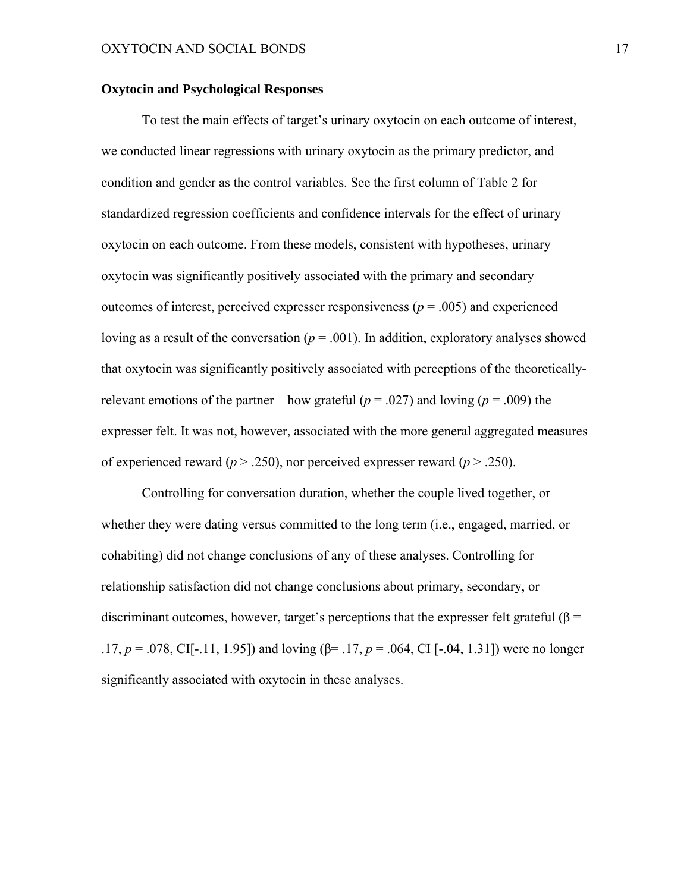**Oxytocin and Psychological Responses**

To test the main effects of target's urinary oxytocin on each outcome of interest, we conducted linear regressions with urinary oxytocin as the primary predictor, and condition and gender as the control variables. See the first column of Table 2 for standardized regression coefficients and confidence intervals for the effect of urinary oxytocin on each outcome. From these models, consistent with hypotheses, urinary oxytocin was significantly positively associated with the primary and secondary outcomes of interest, perceived expresser responsiveness ($p = .005$) and experienced loving as a result of the conversation ($p = .001$). In addition, exploratory analyses showed that oxytocin was significantly positively associated with perceptions of the theoretically-relevant emotions of the partner – how grateful ($p = .027$) and loving ($p = .009$) the expresser felt. It was not, however, associated with the more general aggregated measures of experienced reward ($p > .250$), nor perceived expresser reward ($p > .250$).

Controlling for conversation duration, whether the couple lived together, or whether they were dating versus committed to the long term (i.e., engaged, married, or cohabiting) did not change conclusions of any of these analyses. Controlling for relationship satisfaction did not change conclusions about primary, secondary, or discriminant outcomes, however, target's perceptions that the expresser felt grateful ($\beta = .17$, $p = .078$, CI[-.11, 1.95]) and loving ($\beta = .17$, $p = .064$, CI [-.04, 1.31]) were no longer significantly associated with oxytocin in these analyses.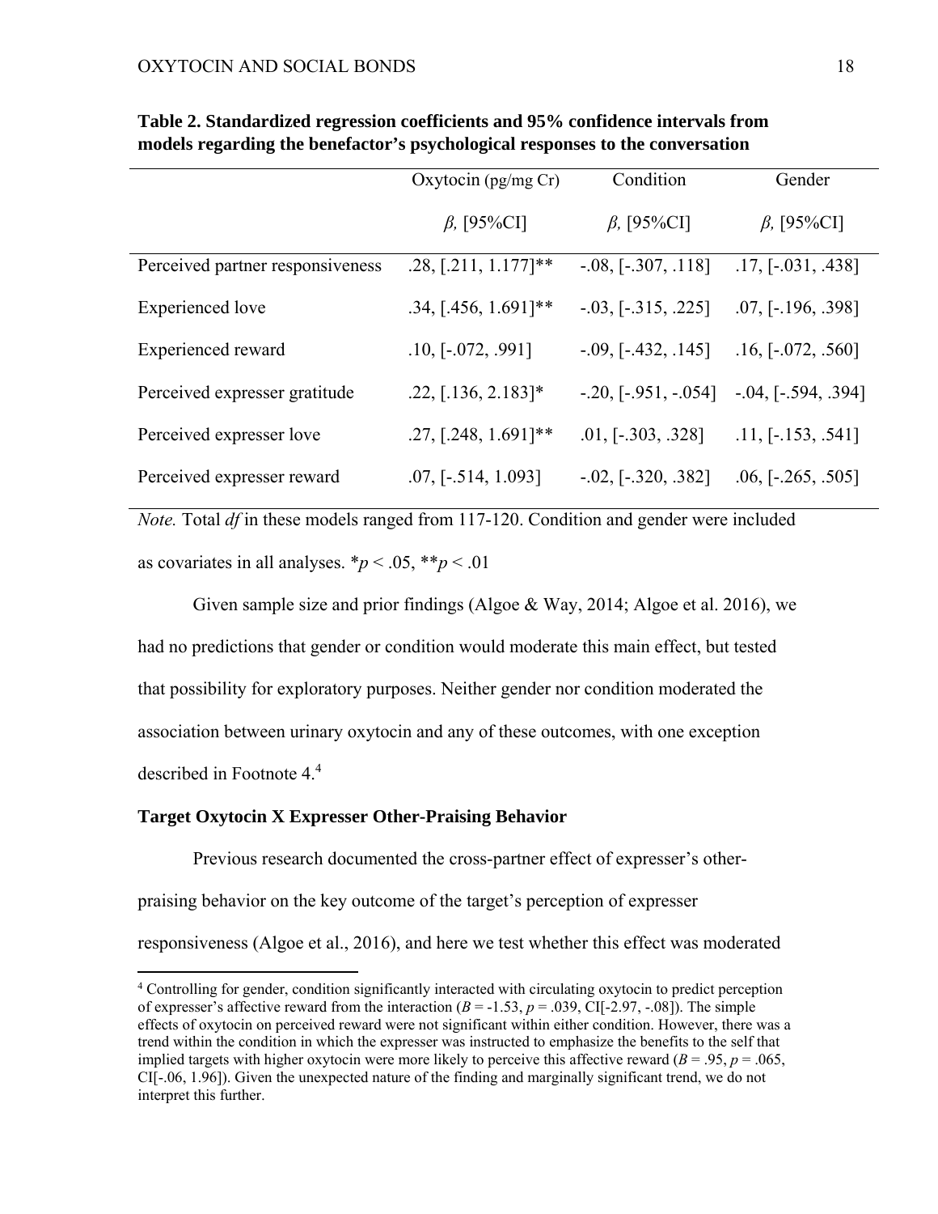**Table 2. Standardized regression coefficients and 95% confidence intervals from models regarding the benefactor's psychological responses to the conversation**

| | Oxytocin (pg/mg Cr) | Condition | Gender |
|---|---|---|---|
| | *β*, [95%CI] | *β*, [95%CI] | *β*, [95%CI] |
| Perceived partner responsiveness | .28, [.211, 1.177]** | -.08, [-.307, .118] | .17, [-.031, .438] |
| Experienced love | .34, [.456, 1.691]** | -.03, [-.315, .225] | .07, [-.196, .398] |
| Experienced reward | .10, [-.072, .991] | -.09, [-.432, .145] | .16, [-.072, .560] |
| Perceived expresser gratitude | .22, [.136, 2.183]* | -.20, [-.951, -.054] | -.04, [-.594, .394] |
| Perceived expresser love | .27, [.248, 1.691]** | .01, [-.303, .328] | .11, [-.153, .541] |
| Perceived expresser reward | .07, [-.514, 1.093] | -.02, [-.320, .382] | .06, [-.265, .505] |

*Note.* Total *df* in these models ranged from 117-120. Condition and gender were included as covariates in all analyses. *$p < .05$, **$p < .01$

Given sample size and prior findings (Algoe & Way, 2014; Algoe et al. 2016), we had no predictions that gender or condition would moderate this main effect, but tested that possibility for exploratory purposes. Neither gender nor condition moderated the association between urinary oxytocin and any of these outcomes, with one exception described in Footnote 4.[4]

### Target Oxytocin X Expresser Other-Praising Behavior

Previous research documented the cross-partner effect of expresser's other-praising behavior on the key outcome of the target's perception of expresser responsiveness (Algoe et al., 2016), and here we test whether this effect was moderated

[4] Controlling for gender, condition significantly interacted with circulating oxytocin to predict perception of expresser's affective reward from the interaction ($B = -1.53$, $p = .039$, CI[-2.97, -.08]). The simple effects of oxytocin on perceived reward were not significant within either condition. However, there was a trend within the condition in which the expresser was instructed to emphasize the benefits to the self that implied targets with higher oxytocin were more likely to perceive this affective reward ($B = .95$, $p = .065$, CI[-.06, 1.96]). Given the unexpected nature of the finding and marginally significant trend, we do not interpret this further.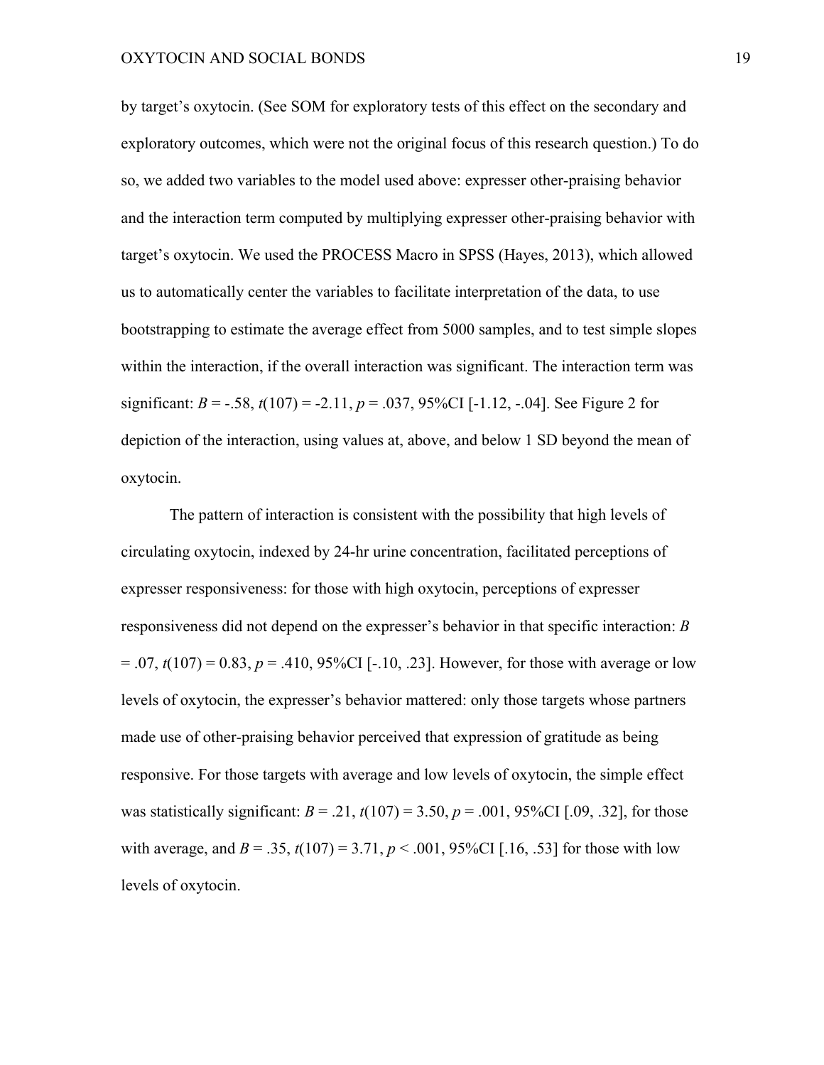by target's oxytocin. (See SOM for exploratory tests of this effect on the secondary and exploratory outcomes, which were not the original focus of this research question.) To do so, we added two variables to the model used above: expresser other-praising behavior and the interaction term computed by multiplying expresser other-praising behavior with target's oxytocin. We used the PROCESS Macro in SPSS (Hayes, 2013), which allowed us to automatically center the variables to facilitate interpretation of the data, to use bootstrapping to estimate the average effect from 5000 samples, and to test simple slopes within the interaction, if the overall interaction was significant. The interaction term was significant: $B = -.58$, $t(107) = -2.11$, $p = .037$, 95%CI [-1.12, -.04]. See Figure 2 for depiction of the interaction, using values at, above, and below 1 SD beyond the mean of oxytocin.

The pattern of interaction is consistent with the possibility that high levels of circulating oxytocin, indexed by 24-hr urine concentration, facilitated perceptions of expresser responsiveness: for those with high oxytocin, perceptions of expresser responsiveness did not depend on the expresser's behavior in that specific interaction: $B = .07$, $t(107) = 0.83$, $p = .410$, 95%CI [-.10, .23]. However, for those with average or low levels of oxytocin, the expresser's behavior mattered: only those targets whose partners made use of other-praising behavior perceived that expression of gratitude as being responsive. For those targets with average and low levels of oxytocin, the simple effect was statistically significant: $B = .21$, $t(107) = 3.50$, $p = .001$, 95%CI [.09, .32], for those with average, and $B = .35$, $t(107) = 3.71$, $p < .001$, 95%CI [.16, .53] for those with low levels of oxytocin.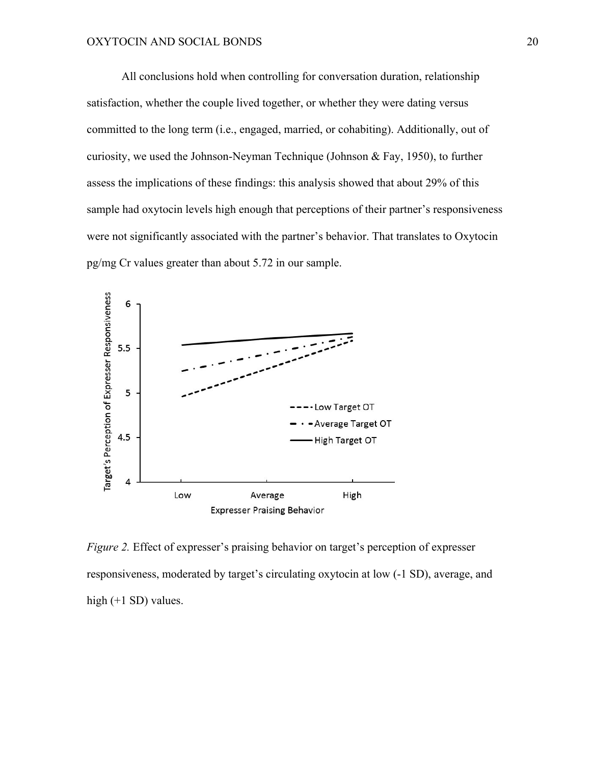All conclusions hold when controlling for conversation duration, relationship satisfaction, whether the couple lived together, or whether they were dating versus committed to the long term (i.e., engaged, married, or cohabiting). Additionally, out of curiosity, we used the Johnson-Neyman Technique (Johnson & Fay, 1950), to further assess the implications of these findings: this analysis showed that about 29% of this sample had oxytocin levels high enough that perceptions of their partner's responsiveness were not significantly associated with the partner's behavior. That translates to Oxytocin pg/mg Cr values greater than about 5.72 in our sample.

Target's Perception of Expresser Responsiveness

6

5.5

5

4.5

4

Low Target OT

Average Target OT

High Target OT

Low

Average

High

Expresser Praising Behavior

*Figure 2.* Effect of expresser's praising behavior on target's perception of expresser responsiveness, moderated by target's circulating oxytocin at low (-1 SD), average, and high (+1 SD) values.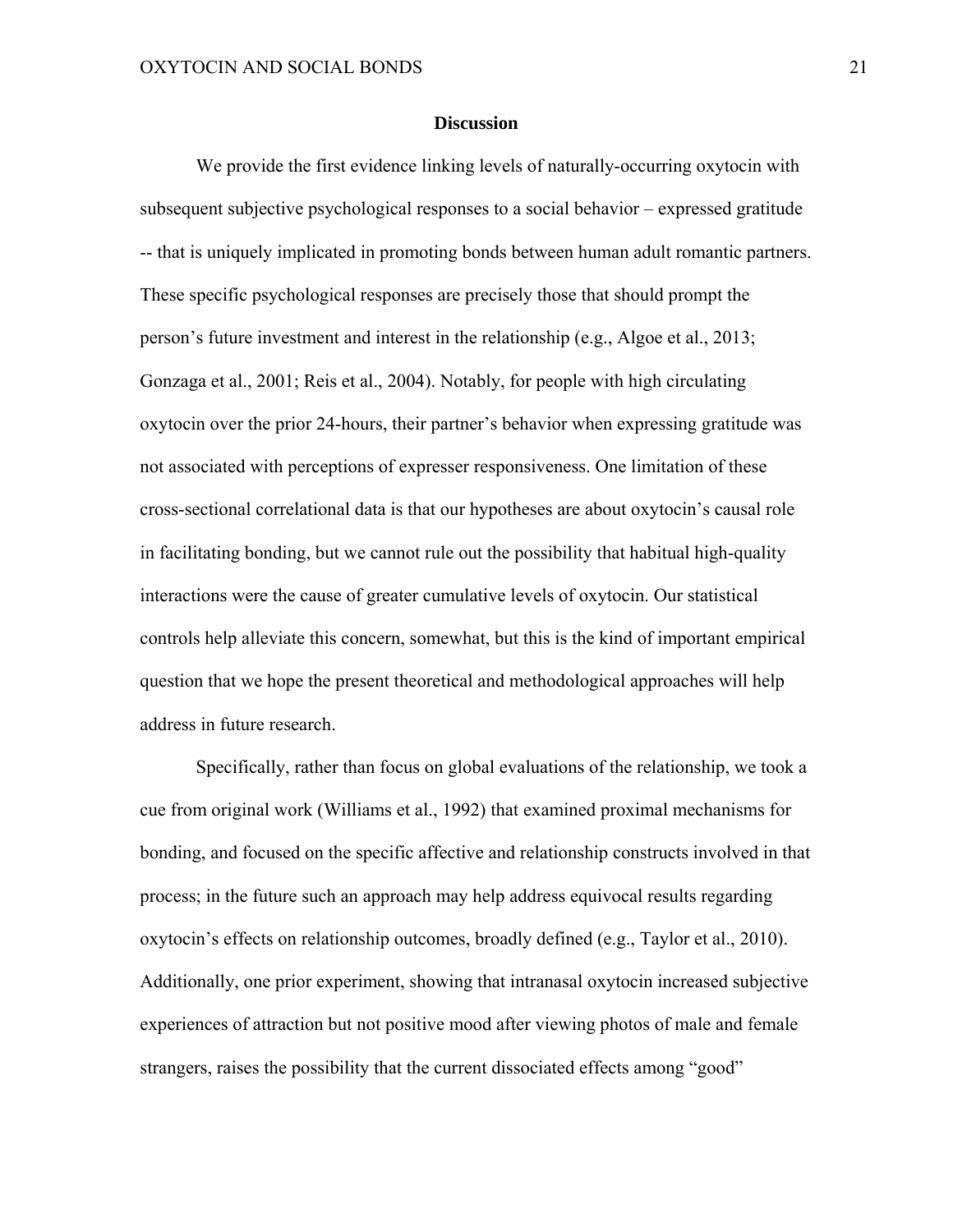## Discussion

We provide the first evidence linking levels of naturally-occurring oxytocin with subsequent subjective psychological responses to a social behavior – expressed gratitude -- that is uniquely implicated in promoting bonds between human adult romantic partners. These specific psychological responses are precisely those that should prompt the person's future investment and interest in the relationship (e.g., Algoe et al., 2013; Gonzaga et al., 2001; Reis et al., 2004). Notably, for people with high circulating oxytocin over the prior 24-hours, their partner's behavior when expressing gratitude was not associated with perceptions of expresser responsiveness. One limitation of these cross-sectional correlational data is that our hypotheses are about oxytocin's causal role in facilitating bonding, but we cannot rule out the possibility that habitual high-quality interactions were the cause of greater cumulative levels of oxytocin. Our statistical controls help alleviate this concern, somewhat, but this is the kind of important empirical question that we hope the present theoretical and methodological approaches will help address in future research.

Specifically, rather than focus on global evaluations of the relationship, we took a cue from original work (Williams et al., 1992) that examined proximal mechanisms for bonding, and focused on the specific affective and relationship constructs involved in that process; in the future such an approach may help address equivocal results regarding oxytocin's effects on relationship outcomes, broadly defined (e.g., Taylor et al., 2010). Additionally, one prior experiment, showing that intranasal oxytocin increased subjective experiences of attraction but not positive mood after viewing photos of male and female strangers, raises the possibility that the current dissociated effects among "good"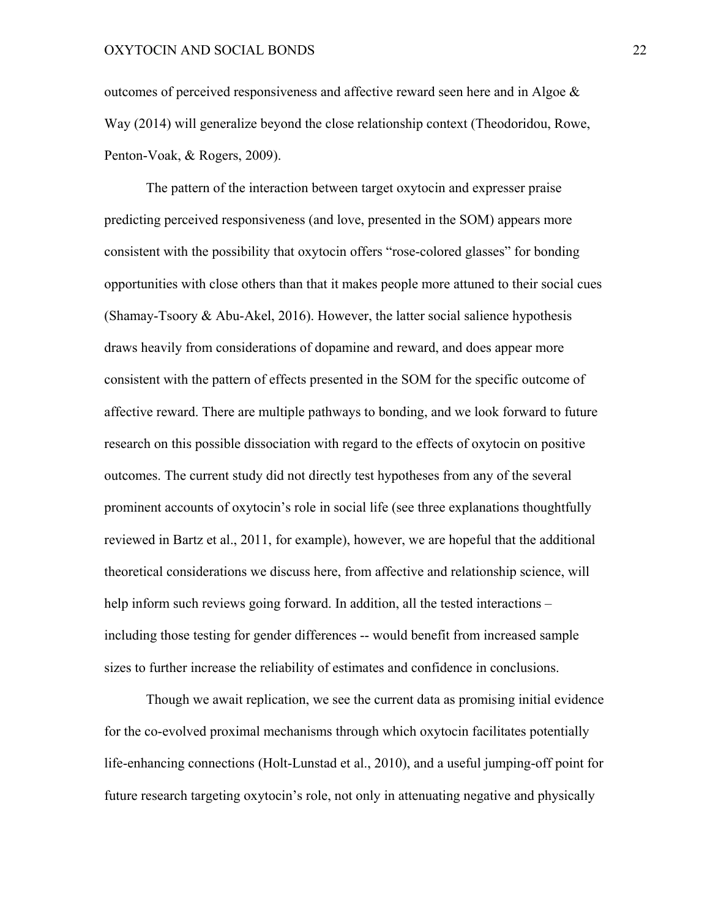outcomes of perceived responsiveness and affective reward seen here and in Algoe & Way (2014) will generalize beyond the close relationship context (Theodoridou, Rowe, Penton-Voak, & Rogers, 2009).

The pattern of the interaction between target oxytocin and expresser praise predicting perceived responsiveness (and love, presented in the SOM) appears more consistent with the possibility that oxytocin offers "rose-colored glasses" for bonding opportunities with close others than that it makes people more attuned to their social cues (Shamay-Tsoory & Abu-Akel, 2016). However, the latter social salience hypothesis draws heavily from considerations of dopamine and reward, and does appear more consistent with the pattern of effects presented in the SOM for the specific outcome of affective reward. There are multiple pathways to bonding, and we look forward to future research on this possible dissociation with regard to the effects of oxytocin on positive outcomes. The current study did not directly test hypotheses from any of the several prominent accounts of oxytocin's role in social life (see three explanations thoughtfully reviewed in Bartz et al., 2011, for example), however, we are hopeful that the additional theoretical considerations we discuss here, from affective and relationship science, will help inform such reviews going forward. In addition, all the tested interactions – including those testing for gender differences -- would benefit from increased sample sizes to further increase the reliability of estimates and confidence in conclusions.

Though we await replication, we see the current data as promising initial evidence for the co-evolved proximal mechanisms through which oxytocin facilitates potentially life-enhancing connections (Holt-Lunstad et al., 2010), and a useful jumping-off point for future research targeting oxytocin's role, not only in attenuating negative and physically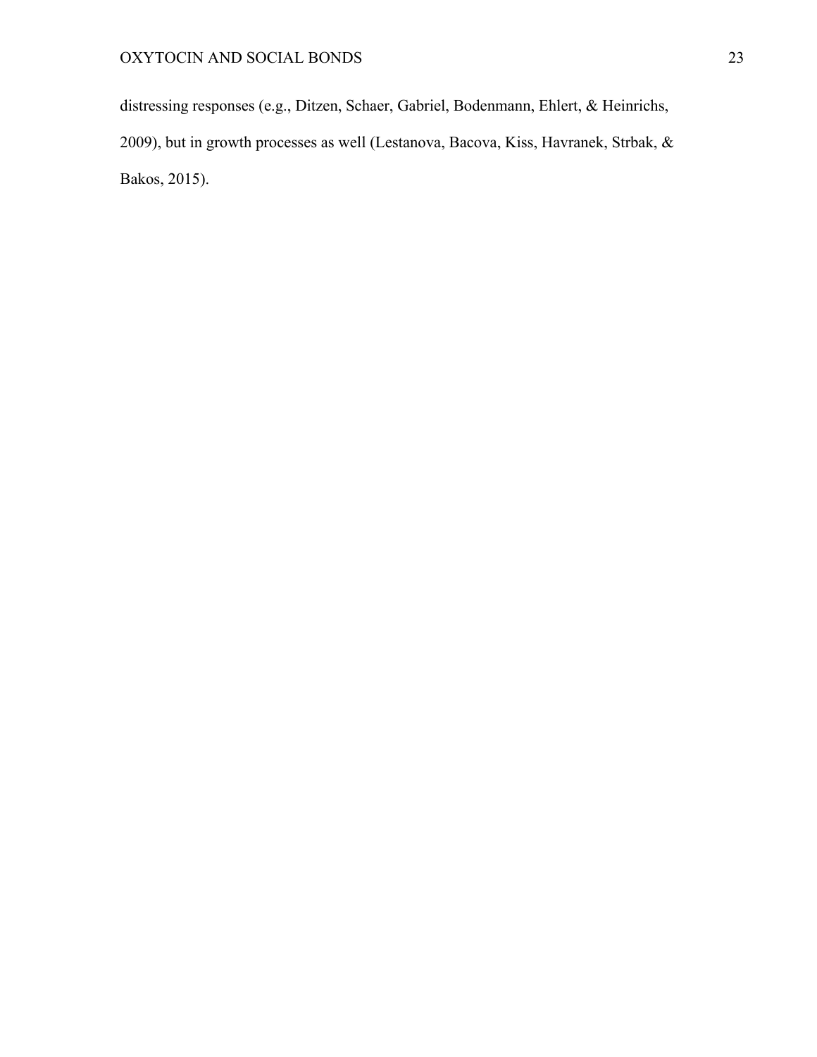distressing responses (e.g., Ditzen, Schaer, Gabriel, Bodenmann, Ehlert, & Heinrichs, 2009), but in growth processes as well (Lestanova, Bacova, Kiss, Havranek, Strbak, & Bakos, 2015).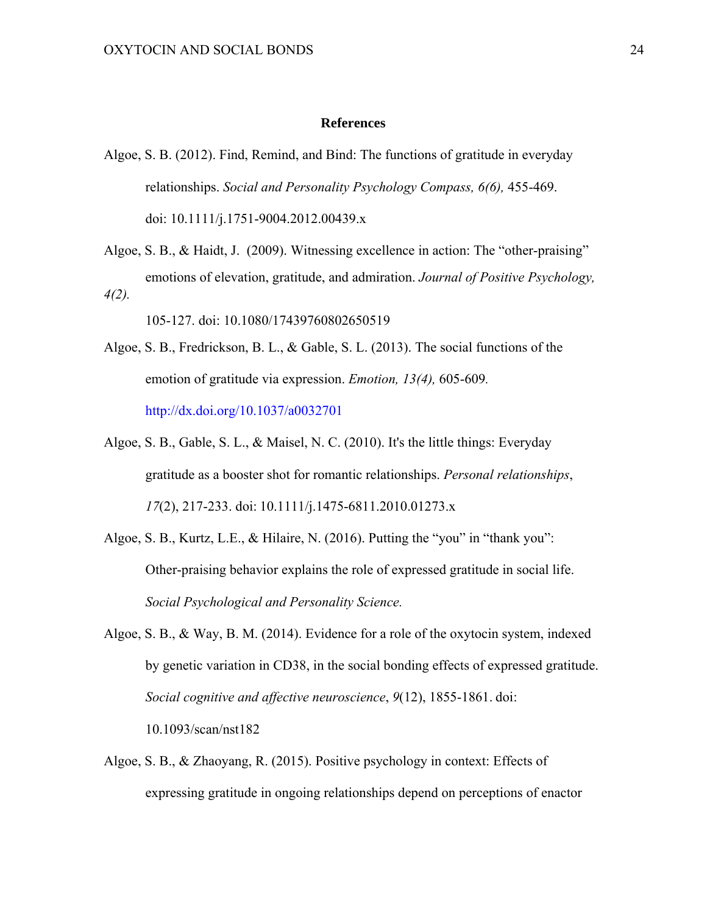## References

Algoe, S. B. (2012). Find, Remind, and Bind: The functions of gratitude in everyday relationships. *Social and Personality Psychology Compass, 6(6),* 455-469. doi: 10.1111/j.1751-9004.2012.00439.x

Algoe, S. B., & Haidt, J. (2009). Witnessing excellence in action: The “other-praising” emotions of elevation, gratitude, and admiration. *Journal of Positive Psychology, 4(2).* 105-127. doi: 10.1080/17439760802650519

Algoe, S. B., Fredrickson, B. L., & Gable, S. L. (2013). The social functions of the emotion of gratitude via expression. *Emotion, 13(4),* 605-609. http://dx.doi.org/10.1037/a0032701

Algoe, S. B., Gable, S. L., & Maisel, N. C. (2010). It's the little things: Everyday gratitude as a booster shot for romantic relationships. *Personal relationships*, *17*(2), 217-233. doi: 10.1111/j.1475-6811.2010.01273.x

Algoe, S. B., Kurtz, L.E., & Hilaire, N. (2016). Putting the “you” in “thank you”: Other-praising behavior explains the role of expressed gratitude in social life. *Social Psychological and Personality Science.*

Algoe, S. B., & Way, B. M. (2014). Evidence for a role of the oxytocin system, indexed by genetic variation in CD38, in the social bonding effects of expressed gratitude. *Social cognitive and affective neuroscience*, *9*(12), 1855-1861. doi: 10.1093/scan/nst182

Algoe, S. B., & Zhaoyang, R. (2015). Positive psychology in context: Effects of expressing gratitude in ongoing relationships depend on perceptions of enactor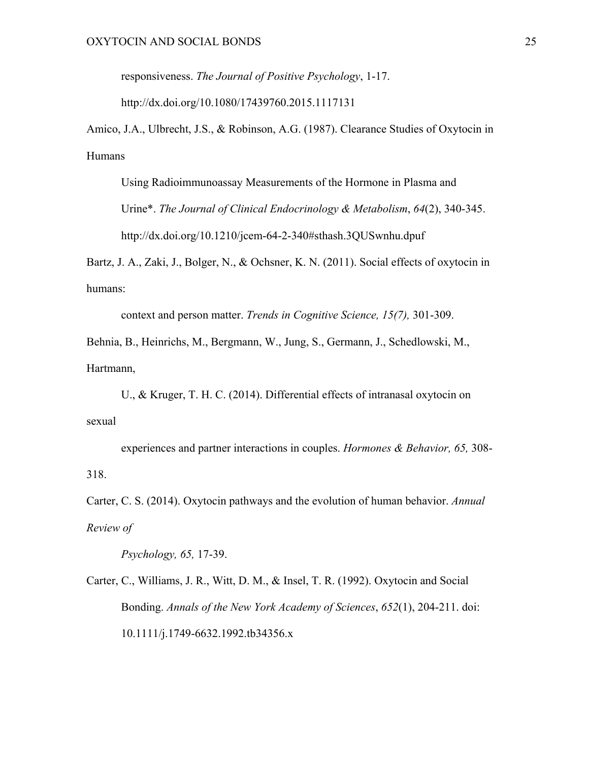responsiveness. *The Journal of Positive Psychology*, 1-17. http://dx.doi.org/10.1080/17439760.2015.1117131

Amico, J.A., Ulbrecht, J.S., & Robinson, A.G. (1987). Clearance Studies of Oxytocin in Humans Using Radioimmunoassay Measurements of the Hormone in Plasma and Urine*. *The Journal of Clinical Endocrinology & Metabolism*, *64*(2), 340-345. http://dx.doi.org/10.1210/jcem-64-2-340#sthash.3QUSwnhu.dpuf

Bartz, J. A., Zaki, J., Bolger, N., & Ochsner, K. N. (2011). Social effects of oxytocin in humans: context and person matter. *Trends in Cognitive Science, 15(7),* 301-309.

Behnia, B., Heinrichs, M., Bergmann, W., Jung, S., Germann, J., Schedlowski, M., Hartmann, U., & Kruger, T. H. C. (2014). Differential effects of intranasal oxytocin on sexual experiences and partner interactions in couples. *Hormones & Behavior, 65,* 308-318.

Carter, C. S. (2014). Oxytocin pathways and the evolution of human behavior. *Annual Review of Psychology, 65,* 17-39.

Carter, C., Williams, J. R., Witt, D. M., & Insel, T. R. (1992). Oxytocin and Social Bonding. *Annals of the New York Academy of Sciences*, *652*(1), 204-211. doi: 10.1111/j.1749-6632.1992.tb34356.x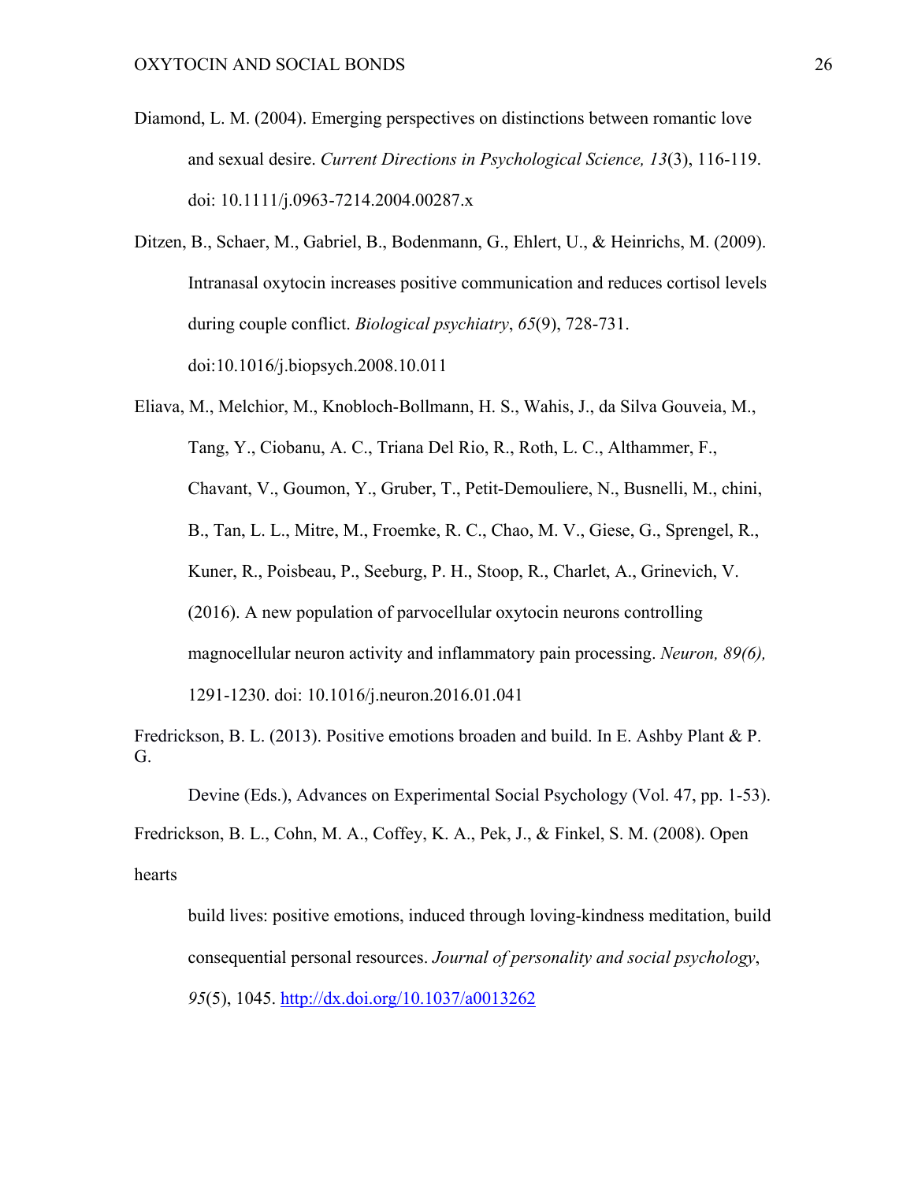Diamond, L. M. (2004). Emerging perspectives on distinctions between romantic love and sexual desire. *Current Directions in Psychological Science, 13*(3), 116-119. doi: 10.1111/j.0963-7214.2004.00287.x

Ditzen, B., Schaer, M., Gabriel, B., Bodenmann, G., Ehlert, U., & Heinrichs, M. (2009). Intranasal oxytocin increases positive communication and reduces cortisol levels during couple conflict. *Biological psychiatry*, *65*(9), 728-731. doi:10.1016/j.biopsych.2008.10.011

Eliava, M., Melchior, M., Knobloch-Bollmann, H. S., Wahis, J., da Silva Gouveia, M., Tang, Y., Ciobanu, A. C., Triana Del Rio, R., Roth, L. C., Althammer, F., Chavant, V., Goumon, Y., Gruber, T., Petit-Demouliere, N., Busnelli, M., chini, B., Tan, L. L., Mitre, M., Froemke, R. C., Chao, M. V., Giese, G., Sprengel, R., Kuner, R., Poisbeau, P., Seeburg, P. H., Stoop, R., Charlet, A., Grinevich, V. (2016). A new population of parvocellular oxytocin neurons controlling magnocellular neuron activity and inflammatory pain processing. *Neuron, 89(6),* 1291-1230. doi: 10.1016/j.neuron.2016.01.041

Fredrickson, B. L. (2013). Positive emotions broaden and build. In E. Ashby Plant & P. G. Devine (Eds.), Advances on Experimental Social Psychology (Vol. 47, pp. 1-53).

Fredrickson, B. L., Cohn, M. A., Coffey, K. A., Pek, J., & Finkel, S. M. (2008). Open hearts build lives: positive emotions, induced through loving-kindness meditation, build consequential personal resources. *Journal of personality and social psychology*, *95*(5), 1045. http://dx.doi.org/10.1037/a0013262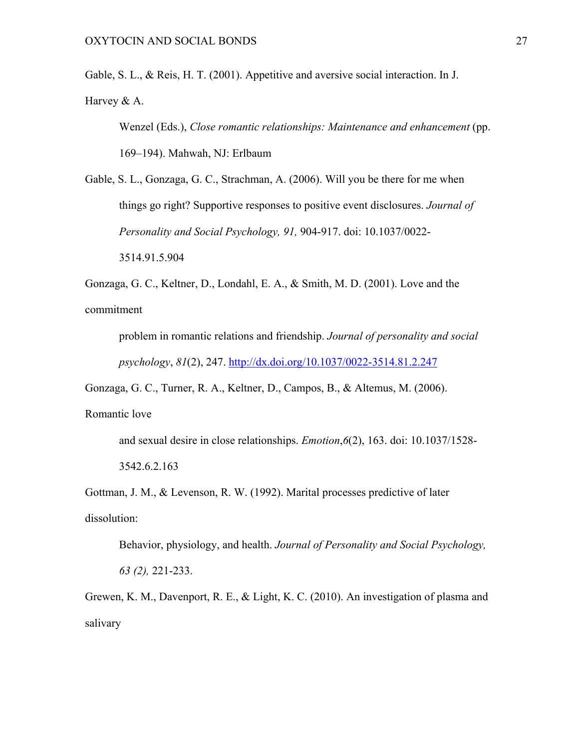Gable, S. L., & Reis, H. T. (2001). Appetitive and aversive social interaction. In J. Harvey & A. Wenzel (Eds.), *Close romantic relationships: Maintenance and enhancement* (pp. 169–194). Mahwah, NJ: Erlbaum

Gable, S. L., Gonzaga, G. C., Strachman, A. (2006). Will you be there for me when things go right? Supportive responses to positive event disclosures. *Journal of Personality and Social Psychology, 91,* 904-917. doi: 10.1037/0022-3514.91.5.904

Gonzaga, G. C., Keltner, D., Londahl, E. A., & Smith, M. D. (2001). Love and the commitment problem in romantic relations and friendship. *Journal of personality and social psychology*, *81*(2), 247. http://dx.doi.org/10.1037/0022-3514.81.2.247

Gonzaga, G. C., Turner, R. A., Keltner, D., Campos, B., & Altemus, M. (2006). Romantic love and sexual desire in close relationships. *Emotion*,*6*(2), 163. doi: 10.1037/1528-3542.6.2.163

Gottman, J. M., & Levenson, R. W. (1992). Marital processes predictive of later dissolution: Behavior, physiology, and health. *Journal of Personality and Social Psychology, 63 (2),* 221-233.

Grewen, K. M., Davenport, R. E., & Light, K. C. (2010). An investigation of plasma and salivary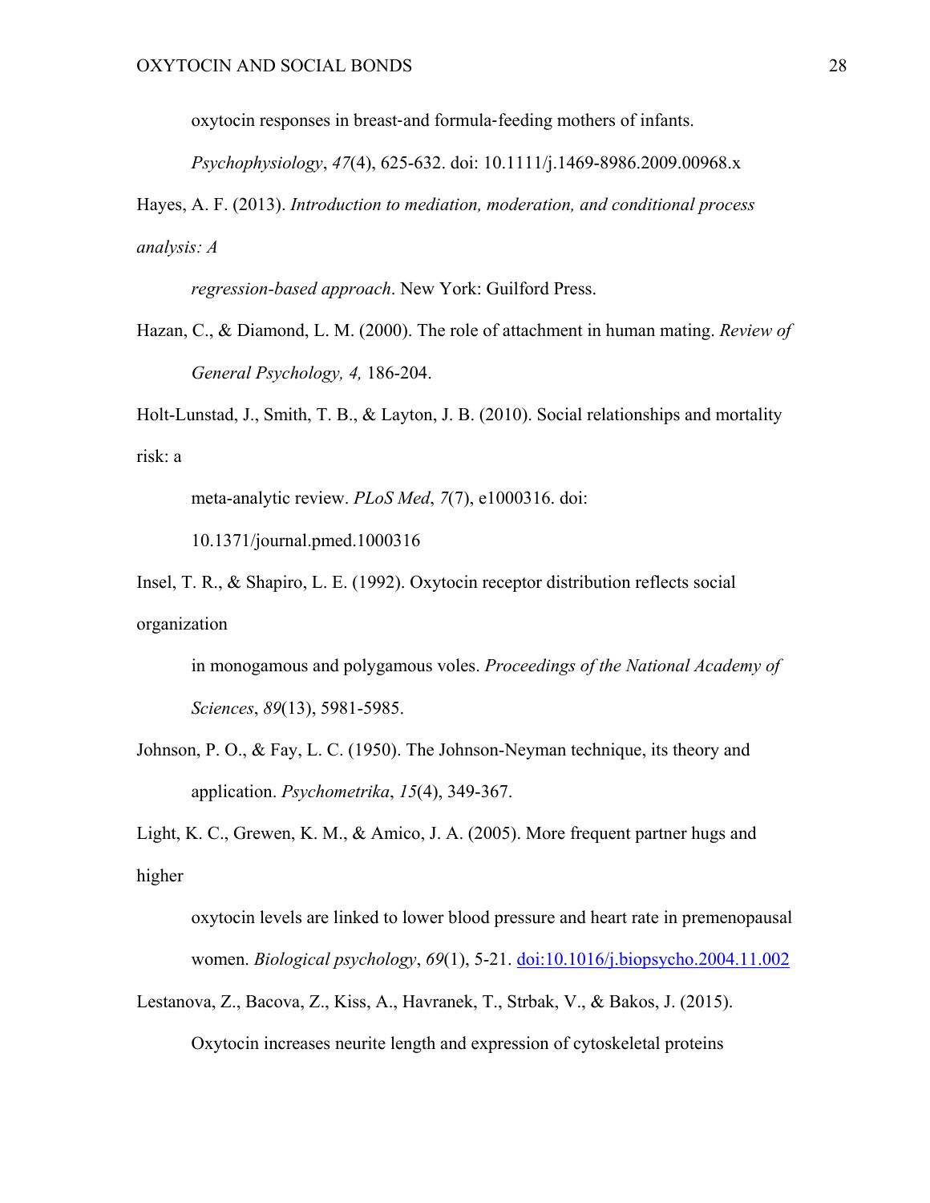oxytocin responses in breast-and formula-feeding mothers of infants. *Psychophysiology*, *47*(4), 625-632. doi: 10.1111/j.1469-8986.2009.00968.x

Hayes, A. F. (2013). *Introduction to mediation, moderation, and conditional process analysis: A regression-based approach*. New York: Guilford Press.

Hazan, C., & Diamond, L. M. (2000). The role of attachment in human mating. *Review of General Psychology, 4,* 186-204.

Holt-Lunstad, J., Smith, T. B., & Layton, J. B. (2010). Social relationships and mortality risk: a meta-analytic review. *PLoS Med*, *7*(7), e1000316. doi: 10.1371/journal.pmed.1000316

Insel, T. R., & Shapiro, L. E. (1992). Oxytocin receptor distribution reflects social organization in monogamous and polygamous voles. *Proceedings of the National Academy of Sciences*, *89*(13), 5981-5985.

Johnson, P. O., & Fay, L. C. (1950). The Johnson-Neyman technique, its theory and application. *Psychometrika*, *15*(4), 349-367.

Light, K. C., Grewen, K. M., & Amico, J. A. (2005). More frequent partner hugs and higher oxytocin levels are linked to lower blood pressure and heart rate in premenopausal women. *Biological psychology*, *69*(1), 5-21. doi:10.1016/j.biopsycho.2004.11.002

Lestanova, Z., Bacova, Z., Kiss, A., Havranek, T., Strbak, V., & Bakos, J. (2015). Oxytocin increases neurite length and expression of cytoskeletal proteins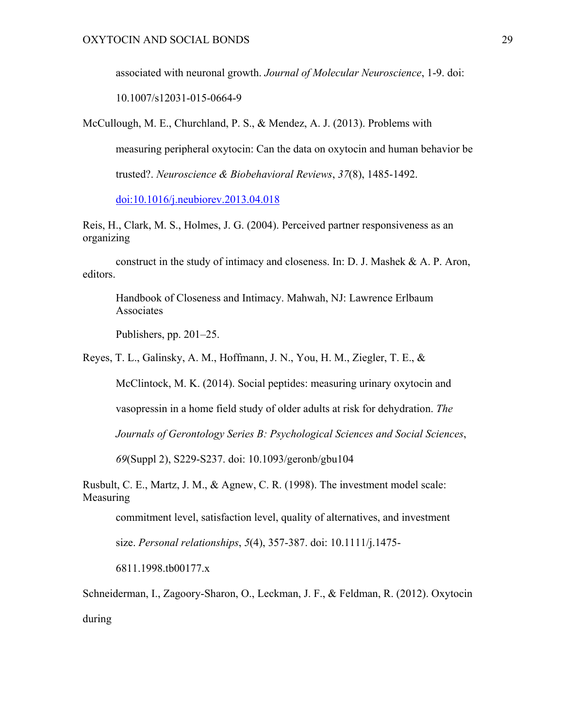associated with neuronal growth. *Journal of Molecular Neuroscience*, 1-9. doi: 10.1007/s12031-015-0664-9

McCullough, M. E., Churchland, P. S., & Mendez, A. J. (2013). Problems with measuring peripheral oxytocin: Can the data on oxytocin and human behavior be trusted?. *Neuroscience & Biobehavioral Reviews*, *37*(8), 1485-1492. doi:10.1016/j.neubiorev.2013.04.018

Reis, H., Clark, M. S., Holmes, J. G. (2004). Perceived partner responsiveness as an organizing construct in the study of intimacy and closeness. In: D. J. Mashek & A. P. Aron, editors. Handbook of Closeness and Intimacy. Mahwah, NJ: Lawrence Erlbaum Associates Publishers, pp. 201–25.

Reyes, T. L., Galinsky, A. M., Hoffmann, J. N., You, H. M., Ziegler, T. E., & McClintock, M. K. (2014). Social peptides: measuring urinary oxytocin and vasopressin in a home field study of older adults at risk for dehydration. *The Journals of Gerontology Series B: Psychological Sciences and Social Sciences*, *69*(Suppl 2), S229-S237. doi: 10.1093/geronb/gbu104

Rusbult, C. E., Martz, J. M., & Agnew, C. R. (1998). The investment model scale: Measuring commitment level, satisfaction level, quality of alternatives, and investment size. *Personal relationships*, *5*(4), 357-387. doi: 10.1111/j.1475-6811.1998.tb00177.x

Schneiderman, I., Zagoory-Sharon, O., Leckman, J. F., & Feldman, R. (2012). Oxytocin during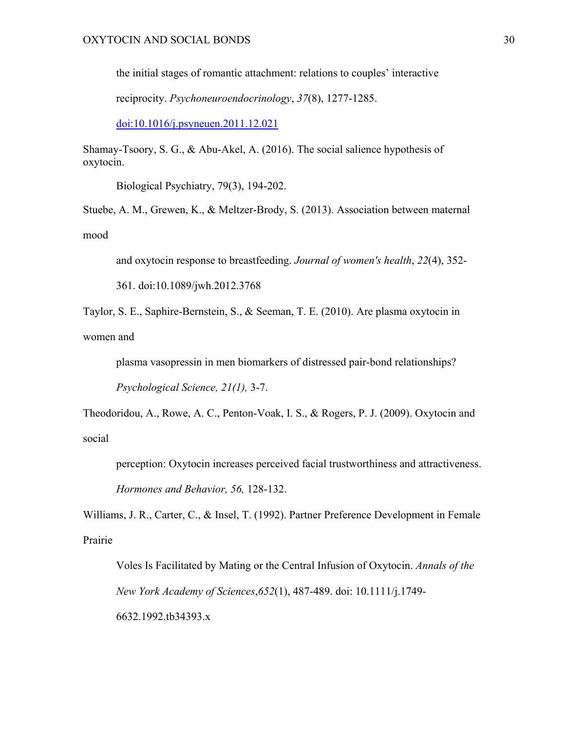the initial stages of romantic attachment: relations to couples' interactive reciprocity. *Psychoneuroendocrinology*, *37*(8), 1277-1285. doi:10.1016/j.psyneuen.2011.12.021

Shamay-Tsoory, S. G., & Abu-Akel, A. (2016). The social salience hypothesis of oxytocin. Biological Psychiatry, 79(3), 194-202.

Stuebe, A. M., Grewen, K., & Meltzer-Brody, S. (2013). Association between maternal mood and oxytocin response to breastfeeding. *Journal of women's health*, *22*(4), 352-361. doi:10.1089/jwh.2012.3768

Taylor, S. E., Saphire-Bernstein, S., & Seeman, T. E. (2010). Are plasma oxytocin in women and plasma vasopressin in men biomarkers of distressed pair-bond relationships? *Psychological Science, 21(1),* 3-7.

Theodoridou, A., Rowe, A. C., Penton-Voak, I. S., & Rogers, P. J. (2009). Oxytocin and social perception: Oxytocin increases perceived facial trustworthiness and attractiveness. *Hormones and Behavior, 56,* 128-132.

Williams, J. R., Carter, C., & Insel, T. (1992). Partner Preference Development in Female Prairie Voles Is Facilitated by Mating or the Central Infusion of Oxytocin. *Annals of the New York Academy of Sciences*,*652*(1), 487-489. doi: 10.1111/j.1749-6632.1992.tb34393.x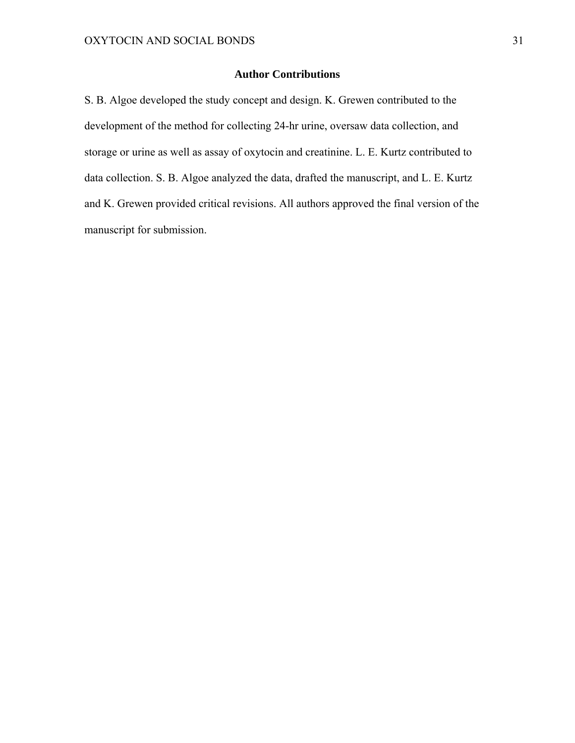## Author Contributions

S. B. Algoe developed the study concept and design. K. Grewen contributed to the development of the method for collecting 24-hr urine, oversaw data collection, and storage or urine as well as assay of oxytocin and creatinine. L. E. Kurtz contributed to data collection. S. B. Algoe analyzed the data, drafted the manuscript, and L. E. Kurtz and K. Grewen provided critical revisions. All authors approved the final version of the manuscript for submission.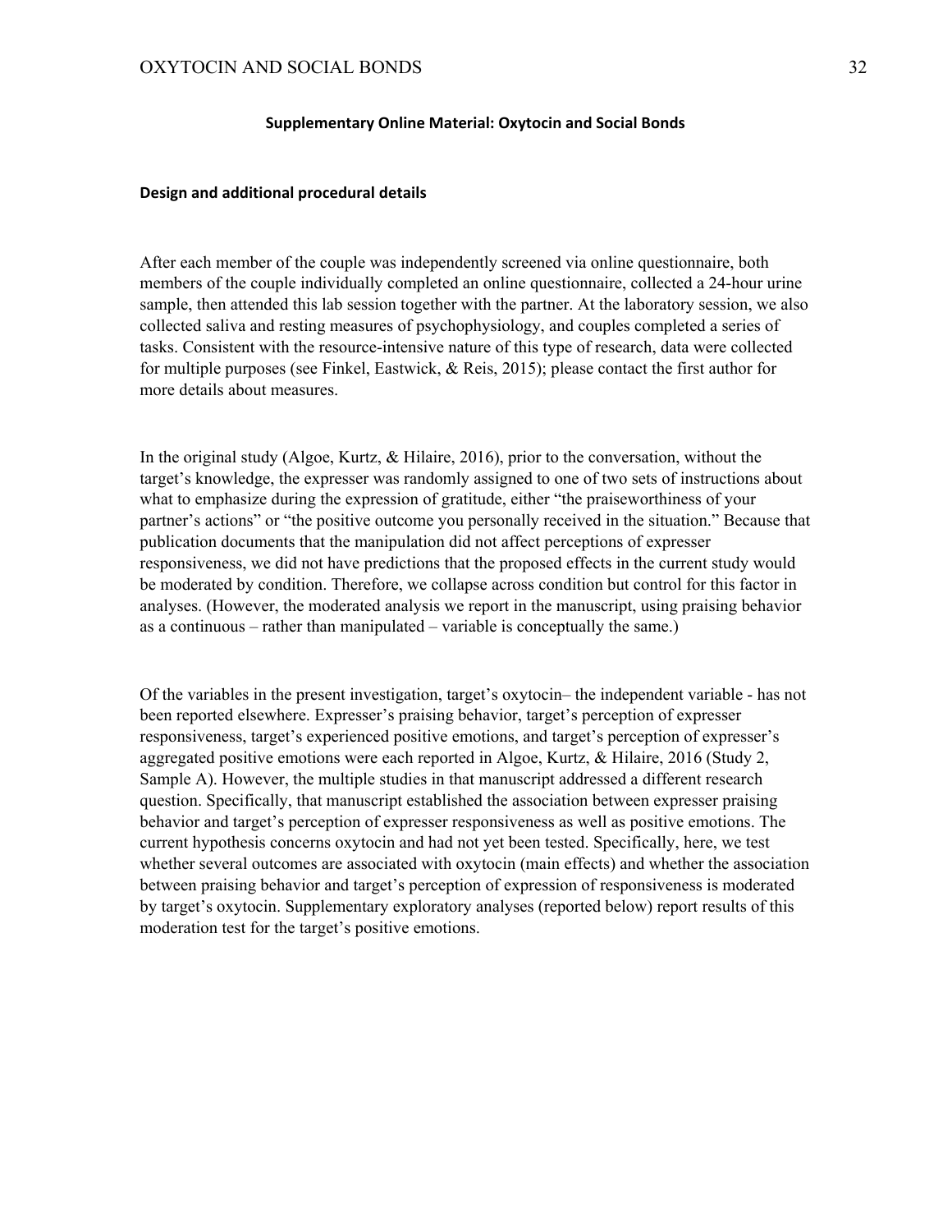## Supplementary Online Material: Oxytocin and Social Bonds

### Design and additional procedural details

After each member of the couple was independently screened via online questionnaire, both members of the couple individually completed an online questionnaire, collected a 24-hour urine sample, then attended this lab session together with the partner. At the laboratory session, we also collected saliva and resting measures of psychophysiology, and couples completed a series of tasks. Consistent with the resource-intensive nature of this type of research, data were collected for multiple purposes (see Finkel, Eastwick, & Reis, 2015); please contact the first author for more details about measures.

In the original study (Algoe, Kurtz, & Hilaire, 2016), prior to the conversation, without the target's knowledge, the expresser was randomly assigned to one of two sets of instructions about what to emphasize during the expression of gratitude, either "the praiseworthiness of your partner's actions" or "the positive outcome you personally received in the situation." Because that publication documents that the manipulation did not affect perceptions of expresser responsiveness, we did not have predictions that the proposed effects in the current study would be moderated by condition. Therefore, we collapse across condition but control for this factor in analyses. (However, the moderated analysis we report in the manuscript, using praising behavior as a continuous – rather than manipulated – variable is conceptually the same.)

Of the variables in the present investigation, target's oxytocin– the independent variable - has not been reported elsewhere. Expresser's praising behavior, target's perception of expresser responsiveness, target's experienced positive emotions, and target's perception of expresser's aggregated positive emotions were each reported in Algoe, Kurtz, & Hilaire, 2016 (Study 2, Sample A). However, the multiple studies in that manuscript addressed a different research question. Specifically, that manuscript established the association between expresser praising behavior and target's perception of expresser responsiveness as well as positive emotions. The current hypothesis concerns oxytocin and had not yet been tested. Specifically, here, we test whether several outcomes are associated with oxytocin (main effects) and whether the association between praising behavior and target's perception of expression of responsiveness is moderated by target's oxytocin. Supplementary exploratory analyses (reported below) report results of this moderation test for the target's positive emotions.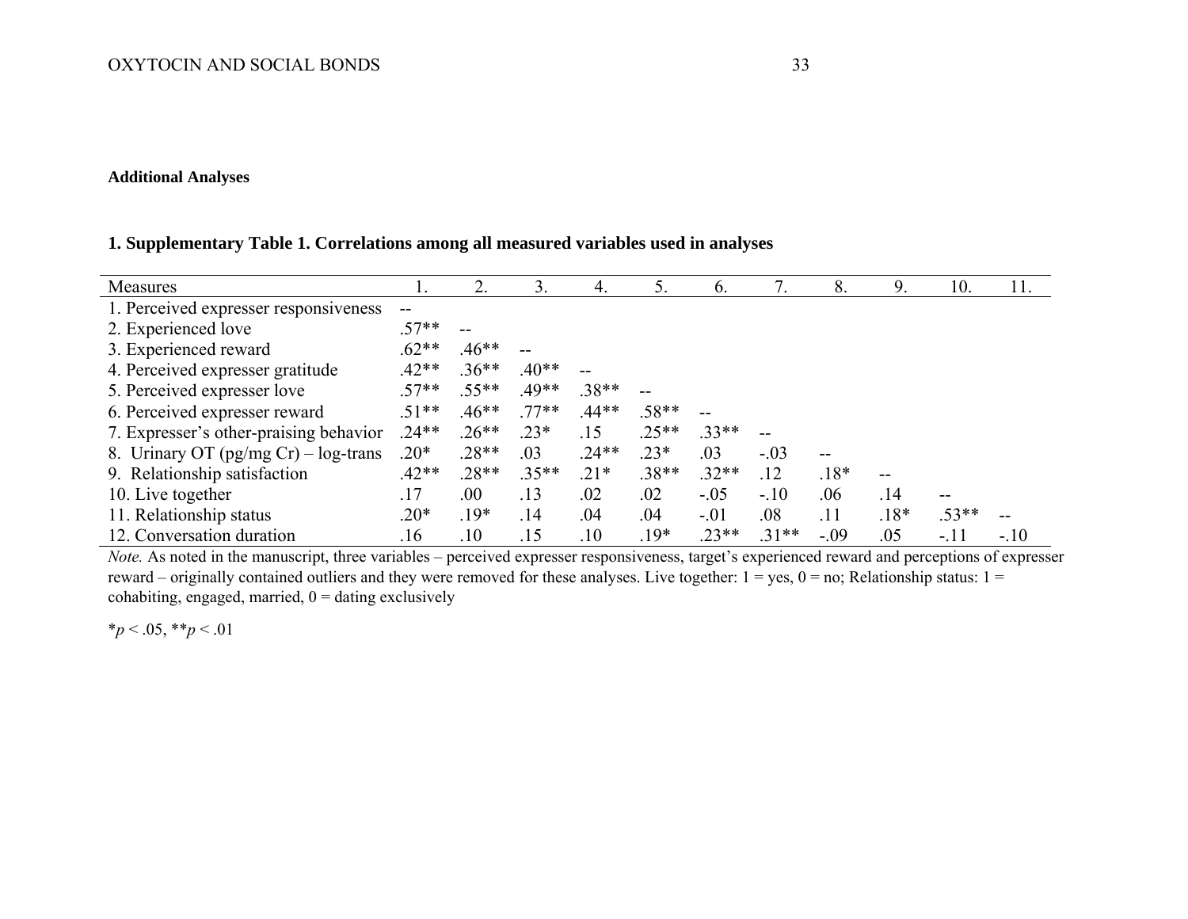**Additional Analyses**

**1. Supplementary Table 1. Correlations among all measured variables used in analyses**

| Measures | 1. | 2. | 3. | 4. | 5. | 6. | 7. | 8. | 9. | 10. | 11. |
|---|---|---|---|---|---|---|---|---|---|---|---|
| 1. Perceived expresser responsiveness | -- | | | | | | | | | | |
| 2. Experienced love | .57** | -- | | | | | | | | | |
| 3. Experienced reward | .62** | .46** | -- | | | | | | | | |
| 4. Perceived expresser gratitude | .42** | .36** | .40** | -- | | | | | | | |
| 5. Perceived expresser love | .57** | .55** | .49** | .38** | -- | | | | | | |
| 6. Perceived expresser reward | .51** | .46** | .77** | .44** | .58** | -- | | | | | |
| 7. Expresser's other-praising behavior | .24** | .26** | .23* | .15 | .25** | .33** | -- | | | | |
| 8. Urinary OT (pg/mg Cr) – log-trans | .20* | .28** | .03 | .24** | .23* | .03 | -.03 | -- | | | |
| 9. Relationship satisfaction | .42** | .28** | .35** | .21* | .38** | .32** | .12 | .18* | -- | | |
| 10. Live together | .17 | .00 | .13 | .02 | .02 | -.05 | -.10 | .06 | .14 | -- | |
| 11. Relationship status | .20* | .19* | .14 | .04 | .04 | -.01 | .08 | .11 | .18* | .53** | -- |
| 12. Conversation duration | .16 | .10 | .15 | .10 | .19* | .23** | .31** | -.09 | .05 | -.11 | -.10 |

*Note.* As noted in the manuscript, three variables – perceived expresser responsiveness, target's experienced reward and perceptions of expresser reward – originally contained outliers and they were removed for these analyses. Live together: 1 = yes, 0 = no; Relationship status: 1 = cohabiting, engaged, married, 0 = dating exclusively

\* $p < .05$, \*\* $p < .01$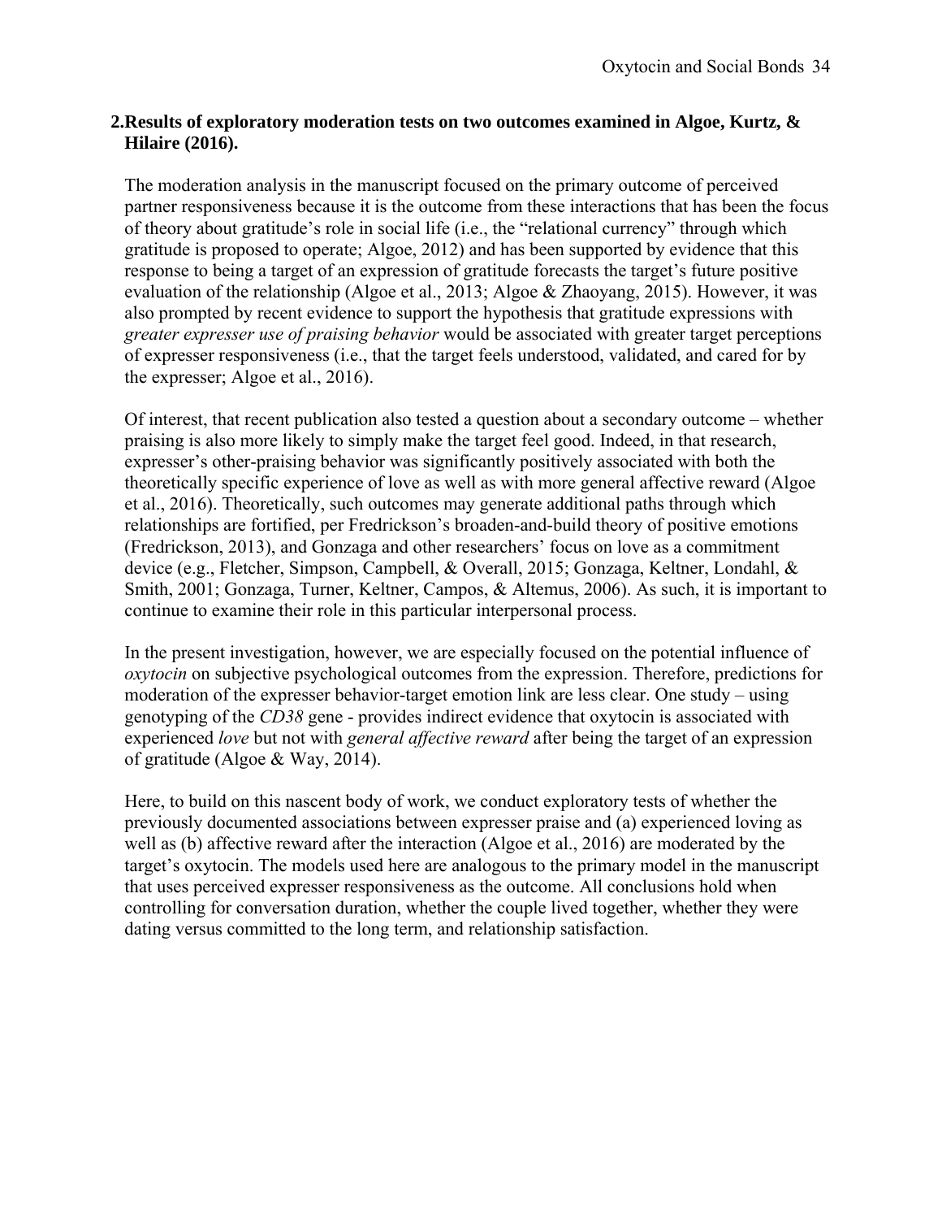## 2. Results of exploratory moderation tests on two outcomes examined in Algoe, Kurtz, & Hilaire (2016).

The moderation analysis in the manuscript focused on the primary outcome of perceived partner responsiveness because it is the outcome from these interactions that has been the focus of theory about gratitude's role in social life (i.e., the "relational currency" through which gratitude is proposed to operate; Algoe, 2012) and has been supported by evidence that this response to being a target of an expression of gratitude forecasts the target's future positive evaluation of the relationship (Algoe et al., 2013; Algoe & Zhaoyang, 2015). However, it was also prompted by recent evidence to support the hypothesis that gratitude expressions with *greater expresser use of praising behavior* would be associated with greater target perceptions of expresser responsiveness (i.e., that the target feels understood, validated, and cared for by the expresser; Algoe et al., 2016).

Of interest, that recent publication also tested a question about a secondary outcome – whether praising is also more likely to simply make the target feel good. Indeed, in that research, expresser's other-praising behavior was significantly positively associated with both the theoretically specific experience of love as well as with more general affective reward (Algoe et al., 2016). Theoretically, such outcomes may generate additional paths through which relationships are fortified, per Fredrickson's broaden-and-build theory of positive emotions (Fredrickson, 2013), and Gonzaga and other researchers' focus on love as a commitment device (e.g., Fletcher, Simpson, Campbell, & Overall, 2015; Gonzaga, Keltner, Londahl, & Smith, 2001; Gonzaga, Turner, Keltner, Campos, & Altemus, 2006). As such, it is important to continue to examine their role in this particular interpersonal process.

In the present investigation, however, we are especially focused on the potential influence of *oxytocin* on subjective psychological outcomes from the expression. Therefore, predictions for moderation of the expresser behavior-target emotion link are less clear. One study – using genotyping of the *CD38* gene - provides indirect evidence that oxytocin is associated with experienced *love* but not with *general affective reward* after being the target of an expression of gratitude (Algoe & Way, 2014).

Here, to build on this nascent body of work, we conduct exploratory tests of whether the previously documented associations between expresser praise and (a) experienced loving as well as (b) affective reward after the interaction (Algoe et al., 2016) are moderated by the target's oxytocin. The models used here are analogous to the primary model in the manuscript that uses perceived expresser responsiveness as the outcome. All conclusions hold when controlling for conversation duration, whether the couple lived together, whether they were dating versus committed to the long term, and relationship satisfaction.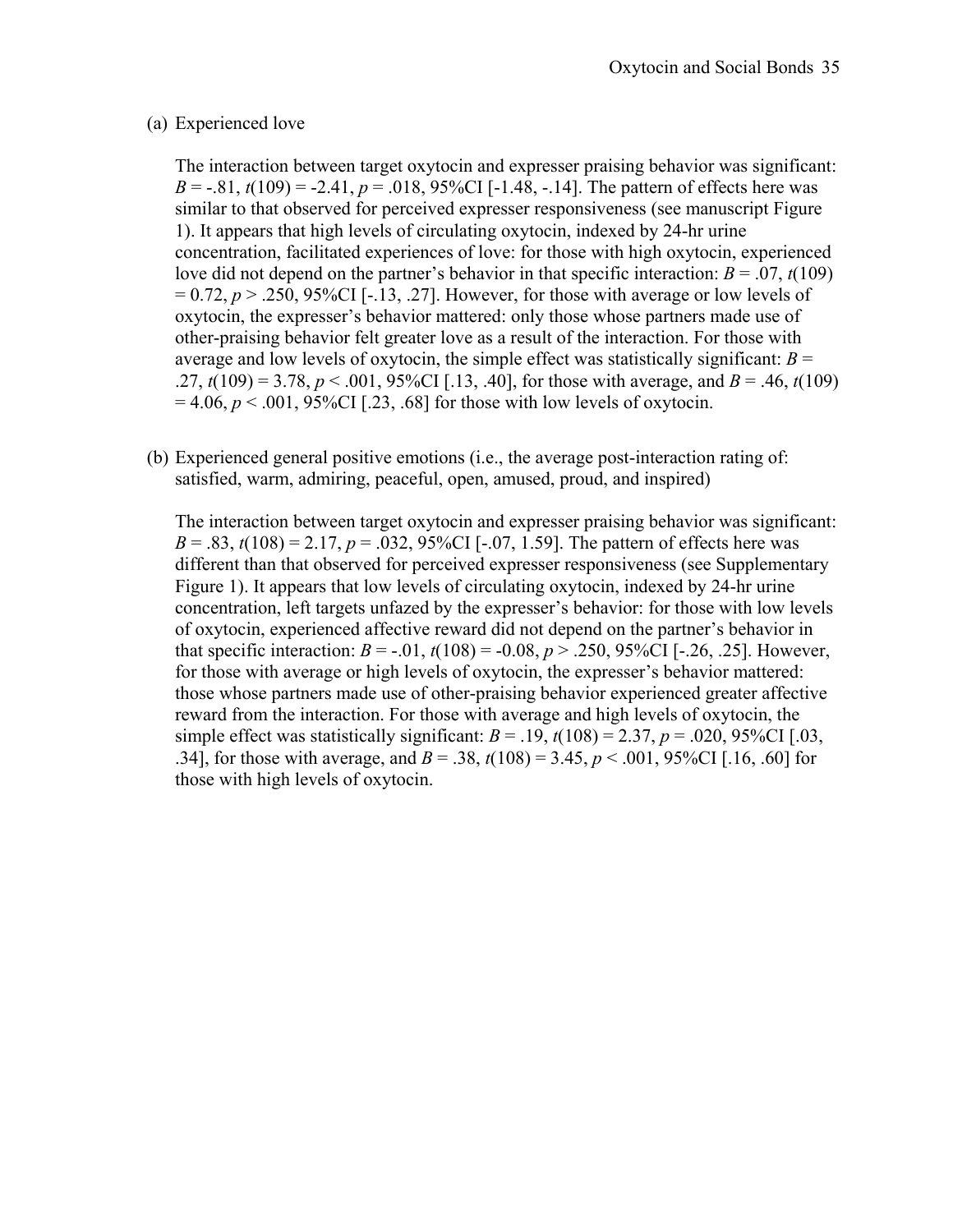(a) Experienced love

The interaction between target oxytocin and expresser praising behavior was significant: $B = -.81$, $t(109) = -2.41$, $p = .018$, 95%CI [-1.48, -.14]. The pattern of effects here was similar to that observed for perceived expresser responsiveness (see manuscript Figure 1). It appears that high levels of circulating oxytocin, indexed by 24-hr urine concentration, facilitated experiences of love: for those with high oxytocin, experienced love did not depend on the partner's behavior in that specific interaction: $B = .07$, $t(109) = 0.72$, $p > .250$, 95%CI [-.13, .27]. However, for those with average or low levels of oxytocin, the expresser's behavior mattered: only those whose partners made use of other-praising behavior felt greater love as a result of the interaction. For those with average and low levels of oxytocin, the simple effect was statistically significant: $B = .27$, $t(109) = 3.78$, $p < .001$, 95%CI [.13, .40], for those with average, and $B = .46$, $t(109) = 4.06$, $p < .001$, 95%CI [.23, .68] for those with low levels of oxytocin.

(b) Experienced general positive emotions (i.e., the average post-interaction rating of: satisfied, warm, admiring, peaceful, open, amused, proud, and inspired)

The interaction between target oxytocin and expresser praising behavior was significant: $B = .83$, $t(108) = 2.17$, $p = .032$, 95%CI [-.07, 1.59]. The pattern of effects here was different than that observed for perceived expresser responsiveness (see Supplementary Figure 1). It appears that low levels of circulating oxytocin, indexed by 24-hr urine concentration, left targets unfazed by the expresser's behavior: for those with low levels of oxytocin, experienced affective reward did not depend on the partner's behavior in that specific interaction: $B = -.01$, $t(108) = -0.08$, $p > .250$, 95%CI [-.26, .25]. However, for those with average or high levels of oxytocin, the expresser's behavior mattered: those whose partners made use of other-praising behavior experienced greater affective reward from the interaction. For those with average and high levels of oxytocin, the simple effect was statistically significant: $B = .19$, $t(108) = 2.37$, $p = .020$, 95%CI [.03, .34], for those with average, and $B = .38$, $t(108) = 3.45$, $p < .001$, 95%CI [.16, .60] for those with high levels of oxytocin.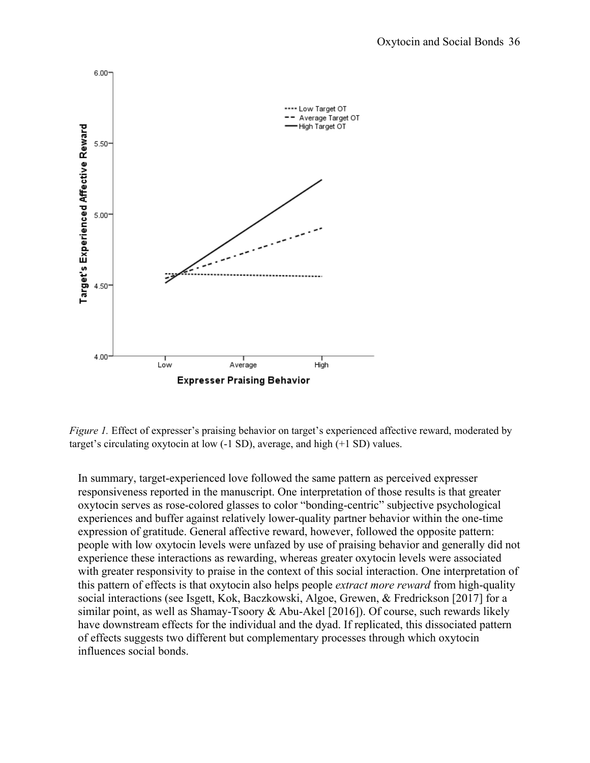6.00

5.50

5.00

4.50

4.00

Target's Experienced Affective Reward

Low Target OT

Average Target OT

High Target OT

Low

Average

High

Expresser Praising Behavior

*Figure 1.* Effect of expresser's praising behavior on target's experienced affective reward, moderated by target's circulating oxytocin at low (-1 SD), average, and high (+1 SD) values.

In summary, target-experienced love followed the same pattern as perceived expresser responsiveness reported in the manuscript. One interpretation of those results is that greater oxytocin serves as rose-colored glasses to color "bonding-centric" subjective psychological experiences and buffer against relatively lower-quality partner behavior within the one-time expression of gratitude. General affective reward, however, followed the opposite pattern: people with low oxytocin levels were unfazed by use of praising behavior and generally did not experience these interactions as rewarding, whereas greater oxytocin levels were associated with greater responsivity to praise in the context of this social interaction. One interpretation of this pattern of effects is that oxytocin also helps people *extract more reward* from high-quality social interactions (see Isgett, Kok, Baczkowski, Algoe, Grewen, & Fredrickson [2017] for a similar point, as well as Shamay-Tsoory & Abu-Akel [2016]). Of course, such rewards likely have downstream effects for the individual and the dyad. If replicated, this dissociated pattern of effects suggests two different but complementary processes through which oxytocin influences social bonds.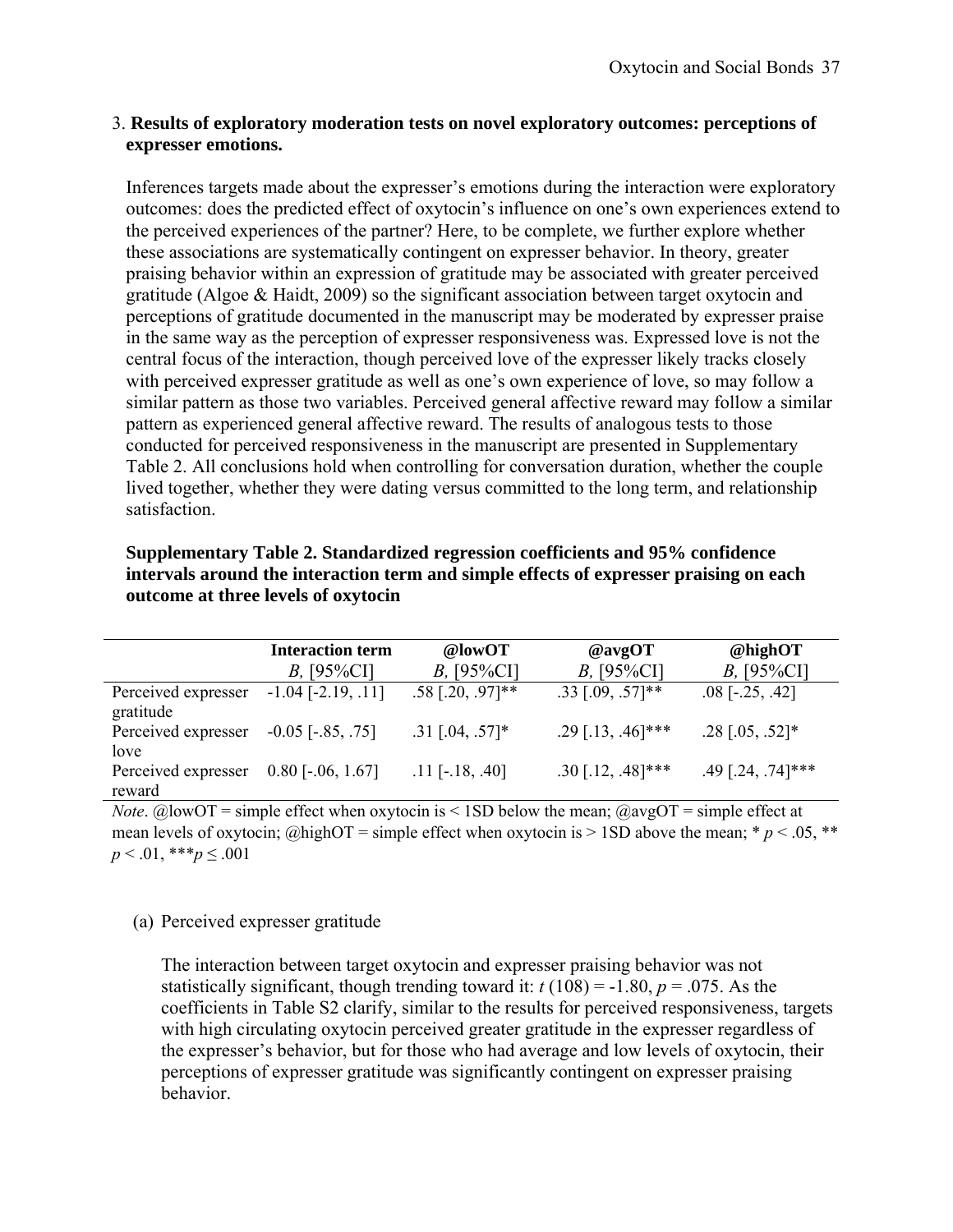3. **Results of exploratory moderation tests on novel exploratory outcomes: perceptions of expresser emotions.**

Inferences targets made about the expresser's emotions during the interaction were exploratory outcomes: does the predicted effect of oxytocin's influence on one's own experiences extend to the perceived experiences of the partner? Here, to be complete, we further explore whether these associations are systematically contingent on expresser behavior. In theory, greater praising behavior within an expression of gratitude may be associated with greater perceived gratitude (Algoe & Haidt, 2009) so the significant association between target oxytocin and perceptions of gratitude documented in the manuscript may be moderated by expresser praise in the same way as the perception of expresser responsiveness was. Expressed love is not the central focus of the interaction, though perceived love of the expresser likely tracks closely with perceived expresser gratitude as well as one's own experience of love, so may follow a similar pattern as those two variables. Perceived general affective reward may follow a similar pattern as experienced general affective reward. The results of analogous tests to those conducted for perceived responsiveness in the manuscript are presented in Supplementary Table 2. All conclusions hold when controlling for conversation duration, whether the couple lived together, whether they were dating versus committed to the long term, and relationship satisfaction.

**Supplementary Table 2. Standardized regression coefficients and 95% confidence intervals around the interaction term and simple effects of expresser praising on each outcome at three levels of oxytocin**

| | **Interaction term** *B*, [95%CI] | **@lowOT** *B*, [95%CI] | **@avgOT** *B*, [95%CI] | **@highOT** *B*, [95%CI] |
|---|---|---|---|---|
| Perceived expresser gratitude | -1.04 [-2.19, .11] | .58 [.20, .97]** | .33 [.09, .57]** | .08 [-.25, .42] |
| Perceived expresser love | -0.05 [-.85, .75] | .31 [.04, .57]* | .29 [.13, .46]*** | .28 [.05, .52]* |
| Perceived expresser reward | 0.80 [-.06, 1.67] | .11 [-.18, .40] | .30 [.12, .48]*** | .49 [.24, .74]*** |

*Note*. @lowOT = simple effect when oxytocin is < 1SD below the mean; @avgOT = simple effect at mean levels of oxytocin; @highOT = simple effect when oxytocin is > 1SD above the mean; * $p < .05$, ** $p < .01$, *** $p \leq .001$

(a) Perceived expresser gratitude

The interaction between target oxytocin and expresser praising behavior was not statistically significant, though trending toward it: $t\,(108) = -1.80$, $p = .075$. As the coefficients in Table S2 clarify, similar to the results for perceived responsiveness, targets with high circulating oxytocin perceived greater gratitude in the expresser regardless of the expresser's behavior, but for those who had average and low levels of oxytocin, their perceptions of expresser gratitude was significantly contingent on expresser praising behavior.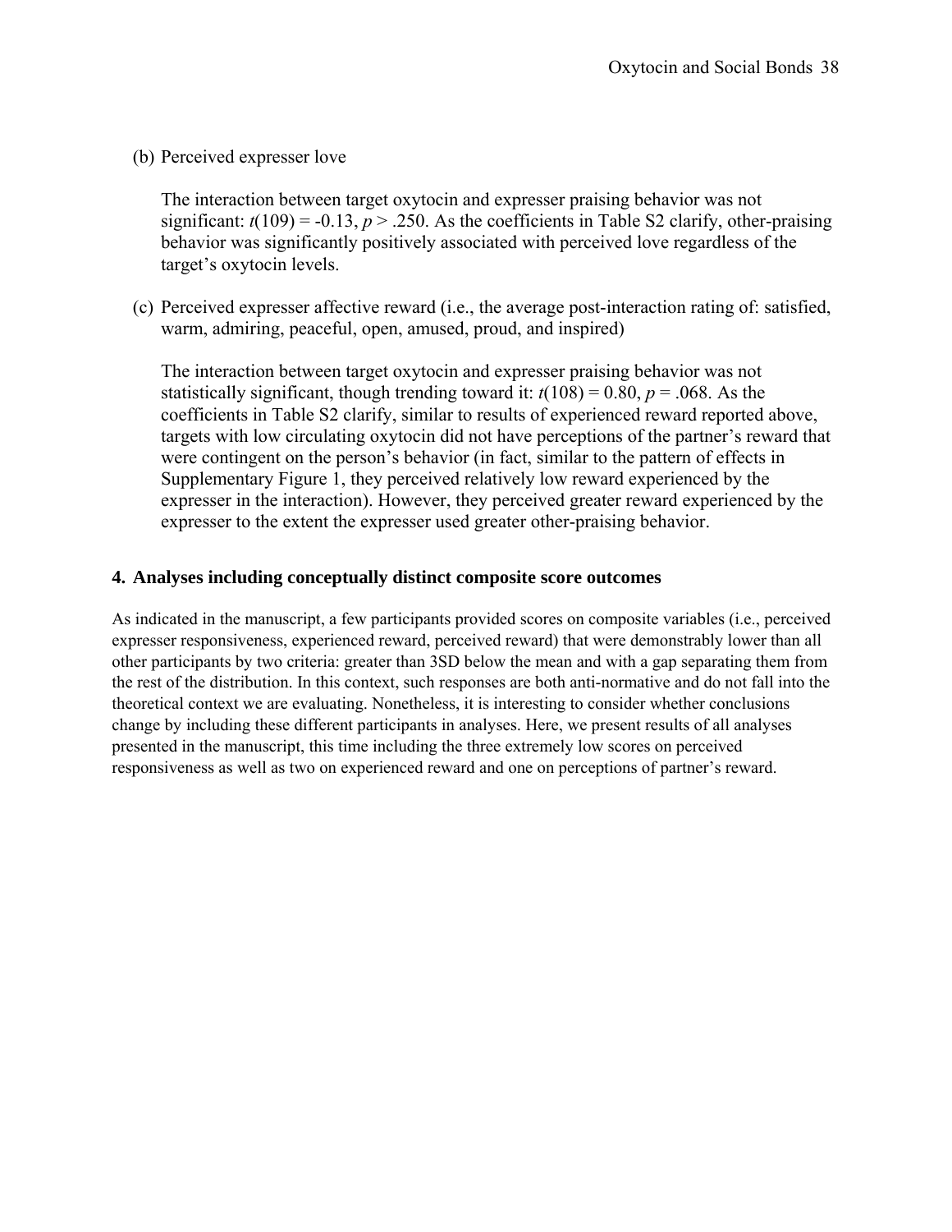(b) Perceived expresser love

The interaction between target oxytocin and expresser praising behavior was not significant: $t(109) = -0.13$, $p > .250$. As the coefficients in Table S2 clarify, other-praising behavior was significantly positively associated with perceived love regardless of the target's oxytocin levels.

(c) Perceived expresser affective reward (i.e., the average post-interaction rating of: satisfied, warm, admiring, peaceful, open, amused, proud, and inspired)

The interaction between target oxytocin and expresser praising behavior was not statistically significant, though trending toward it: $t(108) = 0.80$, $p = .068$. As the coefficients in Table S2 clarify, similar to results of experienced reward reported above, targets with low circulating oxytocin did not have perceptions of the partner's reward that were contingent on the person's behavior (in fact, similar to the pattern of effects in Supplementary Figure 1, they perceived relatively low reward experienced by the expresser in the interaction). However, they perceived greater reward experienced by the expresser to the extent the expresser used greater other-praising behavior.

## 4. Analyses including conceptually distinct composite score outcomes

As indicated in the manuscript, a few participants provided scores on composite variables (i.e., perceived expresser responsiveness, experienced reward, perceived reward) that were demonstrably lower than all other participants by two criteria: greater than 3SD below the mean and with a gap separating them from the rest of the distribution. In this context, such responses are both anti-normative and do not fall into the theoretical context we are evaluating. Nonetheless, it is interesting to consider whether conclusions change by including these different participants in analyses. Here, we present results of all analyses presented in the manuscript, this time including the three extremely low scores on perceived responsiveness as well as two on experienced reward and one on perceptions of partner's reward.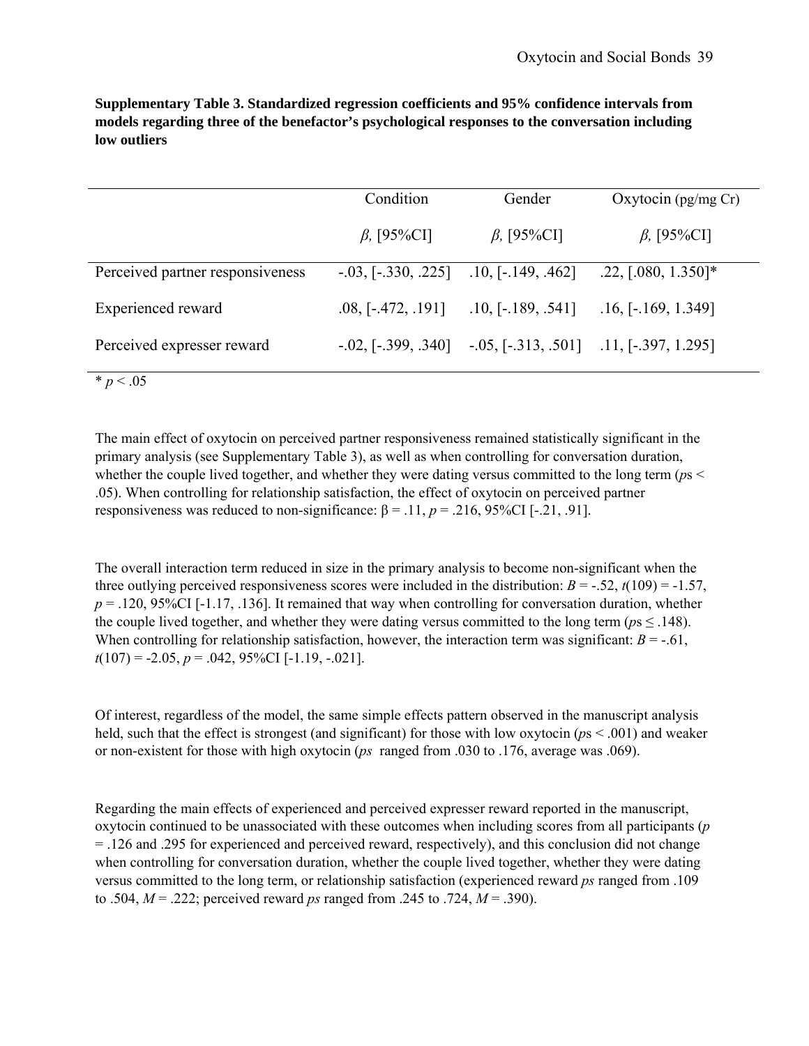**Supplementary Table 3. Standardized regression coefficients and 95% confidence intervals from models regarding three of the benefactor's psychological responses to the conversation including low outliers**

| | Condition | Gender | Oxytocin (pg/mg Cr) |
|---|---|---|---|
| | *β*, [95%CI] | *β*, [95%CI] | *β*, [95%CI] |
| Perceived partner responsiveness | -.03, [-.330, .225] | .10, [-.149, .462] | .22, [.080, 1.350]* |
| Experienced reward | .08, [-.472, .191] | .10, [-.189, .541] | .16, [-.169, 1.349] |
| Perceived expresser reward | -.02, [-.399, .340] | -.05, [-.313, .501] | .11, [-.397, 1.295] |

\* $p < .05$

The main effect of oxytocin on perceived partner responsiveness remained statistically significant in the primary analysis (see Supplementary Table 3), as well as when controlling for conversation duration, whether the couple lived together, and whether they were dating versus committed to the long term (*p*s < .05). When controlling for relationship satisfaction, the effect of oxytocin on perceived partner responsiveness was reduced to non-significance: $\beta = .11$, $p = .216$, 95%CI [-.21, .91].

The overall interaction term reduced in size in the primary analysis to become non-significant when the three outlying perceived responsiveness scores were included in the distribution: $B = -.52$, $t(109) = -1.57$, $p = .120$, 95%CI [-1.17, .136]. It remained that way when controlling for conversation duration, whether the couple lived together, and whether they were dating versus committed to the long term (*p*s ≤ .148). When controlling for relationship satisfaction, however, the interaction term was significant: $B = -.61$, $t(107) = -2.05$, $p = .042$, 95%CI [-1.19, -.021].

Of interest, regardless of the model, the same simple effects pattern observed in the manuscript analysis held, such that the effect is strongest (and significant) for those with low oxytocin (*p*s < .001) and weaker or non-existent for those with high oxytocin (*ps* ranged from .030 to .176, average was .069).

Regarding the main effects of experienced and perceived expresser reward reported in the manuscript, oxytocin continued to be unassociated with these outcomes when including scores from all participants ($p$ = .126 and .295 for experienced and perceived reward, respectively), and this conclusion did not change when controlling for conversation duration, whether the couple lived together, whether they were dating versus committed to the long term, or relationship satisfaction (experienced reward *ps* ranged from .109 to .504, $M = .222$; perceived reward *ps* ranged from .245 to .724, $M = .390$).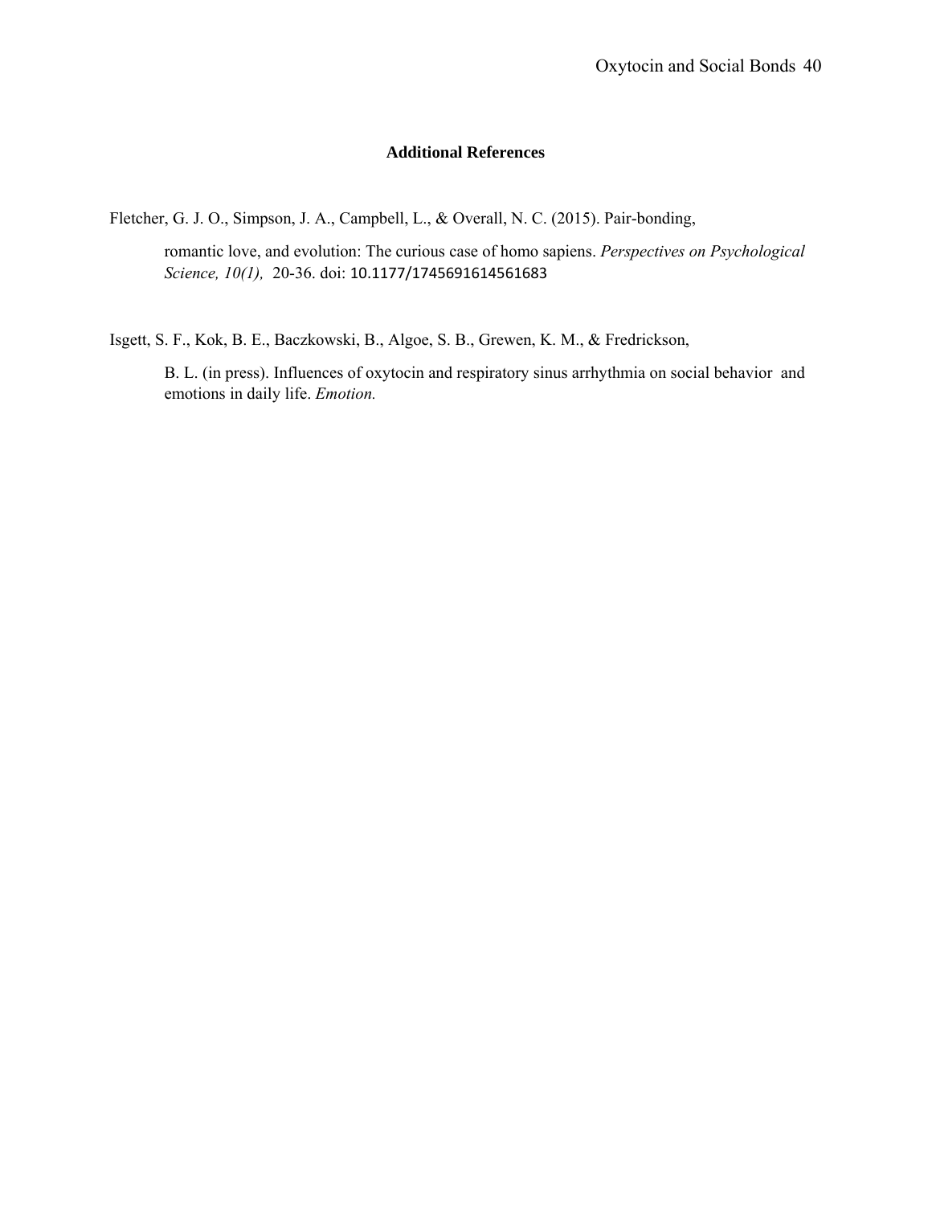**Additional References**

Fletcher, G. J. O., Simpson, J. A., Campbell, L., & Overall, N. C. (2015). Pair-bonding, romantic love, and evolution: The curious case of homo sapiens. *Perspectives on Psychological Science, 10(1),* 20-36. doi: 10.1177/1745691614561683

Isgett, S. F., Kok, B. E., Baczkowski, B., Algoe, S. B., Grewen, K. M., & Fredrickson, B. L. (in press). Influences of oxytocin and respiratory sinus arrhythmia on social behavior and emotions in daily life. *Emotion.*